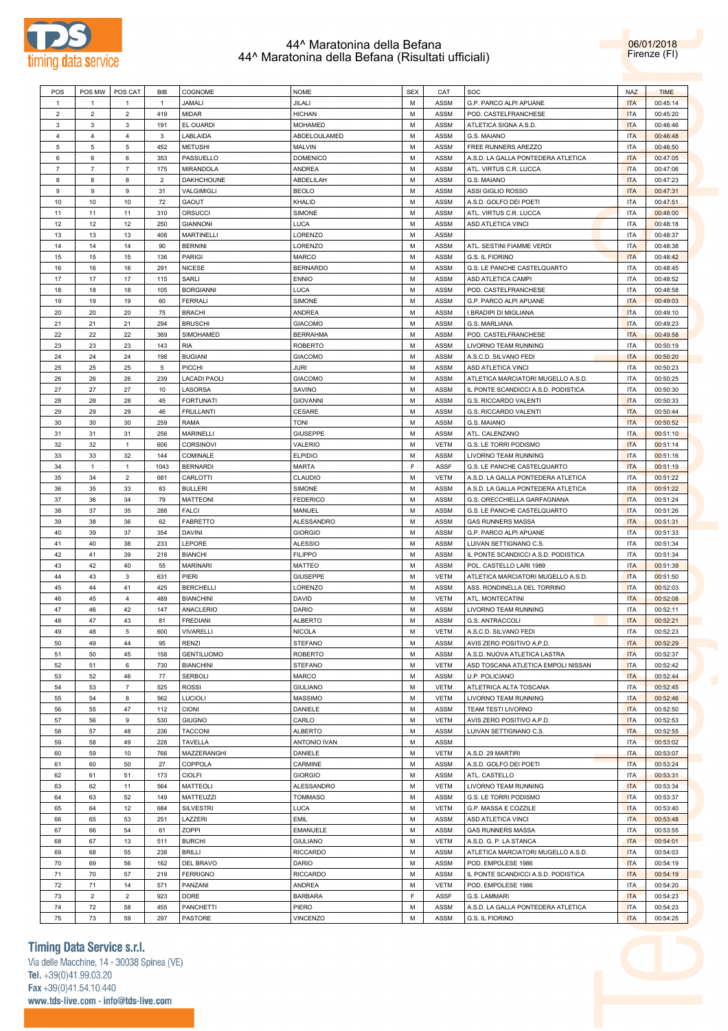# 44^ Maratonina della Befana
## 44^ Maratonina della Befana (Risultati ufficiali)

06/01/2018
Firenze (FI)

| POS | POS MW | POS CAT | BIB | COGNOME | NOME | SEX | CAT | SOC | NAZ | TIME |
|---|---|---|---|---|---|---|---|---|---|---|
| 1 | 1 | 1 | 1 | JAMALI | JILALI | M | ASSM | G.P. PARCO ALPI APUANE | ITA | 00:45:14 |
| 2 | 2 | 2 | 419 | MIDAR | HICHAN | M | ASSM | POD. CASTELFRANCHESE | ITA | 00:45:20 |
| 3 | 3 | 3 | 191 | EL OUARDI | MOHAMED | M | ASSM | ATLETICA SIGNA A.S.D. | ITA | 00:46:46 |
| 4 | 4 | 4 | 3 | LABLAIDA | ABDEOLULAMED | M | ASSM | G.S. MAIANO | ITA | 00:46:48 |
| 5 | 5 | 5 | 452 | METUSHI | MALVIN | M | ASSM | FREE RUNNERS AREZZO | ITA | 00:46:50 |
| 6 | 6 | 6 | 353 | PASSUELLO | DOMENICO | M | ASSM | A.S.D. LA GALLA PONTEDERA ATLETICA | ITA | 00:47:05 |
| 7 | 7 | 7 | 175 | MIRANDOLA | ANDREA | M | ASSM | ATL. VIRTUS C.R. LUCCA | ITA | 00:47:06 |
| 8 | 8 | 8 | 2 | DAKHCHOUNE | ABDELILAH | M | ASSM | G.S. MAIANO | ITA | 00:47:23 |
| 9 | 9 | 9 | 31 | VALGIMIGLI | BEOLO | M | ASSM | ASSI GIGLIO ROSSO | ITA | 00:47:31 |
| 10 | 10 | 10 | 72 | GAOUT | KHALID | M | ASSM | A.S.D. GOLFO DEI POETI | ITA | 00:47:51 |
| 11 | 11 | 11 | 310 | ORSUCCI | SIMONE | M | ASSM | ATL. VIRTUS C.R. LUCCA | ITA | 00:48:00 |
| 12 | 12 | 12 | 250 | GIANNONI | LUCA | M | ASSM | ASD ATLETICA VINCI | ITA | 00:48:18 |
| 13 | 13 | 13 | 408 | MARTINELLI | LORENZO | M | ASSM | | ITA | 00:48:37 |
| 14 | 14 | 14 | 90 | BERNINI | LORENZO | M | ASSM | ATL. SESTINI FIAMME VERDI | ITA | 00:48:38 |
| 15 | 15 | 15 | 136 | PARIGI | MARCO | M | ASSM | G.S. IL FIORINO | ITA | 00:48:42 |
| 16 | 16 | 16 | 291 | NICESE | BERNARDO | M | ASSM | G.S. LE PANCHE CASTELQUARTO | ITA | 00:48:45 |
| 17 | 17 | 17 | 115 | SARLI | ENNIO | M | ASSM | ASD ATLETICA CAMPI | ITA | 00:48:52 |
| 18 | 18 | 18 | 105 | BORGIANNI | LUCA | M | ASSM | POD. CASTELFRANCHESE | ITA | 00:48:58 |
| 19 | 19 | 19 | 60 | FERRALI | SIMONE | M | ASSM | G.P. PARCO ALPI APUANE | ITA | 00:49:03 |
| 20 | 20 | 20 | 75 | BRACHI | ANDREA | M | ASSM | I BRADIPI DI MIGLIANA | ITA | 00:49:10 |
| 21 | 21 | 21 | 294 | BRUSCHI | GIACOMO | M | ASSM | G.S. MARLIANA | ITA | 00:49:23 |
| 22 | 22 | 22 | 369 | SIMOHAMED | BERRAHMA | M | ASSM | POD. CASTELFRANCHESE | ITA | 00:49:58 |
| 23 | 23 | 23 | 143 | RIA | ROBERTO | M | ASSM | LIVORNO TEAM RUNNING | ITA | 00:50:19 |
| 24 | 24 | 24 | 198 | BUGIANI | GIACOMO | M | ASSM | A.S.C.D. SILVANO FEDI | ITA | 00:50:20 |
| 25 | 25 | 25 | 5 | PICCHI | JURI | M | ASSM | ASD ATLETICA VINCI | ITA | 00:50:23 |
| 26 | 26 | 26 | 239 | LACADI PAOLI | GIACOMO | M | ASSM | ATLETICA MARCIATORI MUGELLO A.S.D. | ITA | 00:50:25 |
| 27 | 27 | 27 | 10 | LASORSA | SAVINO | M | ASSM | IL PONTE SCANDICCI A.S.D. PODISTICA | ITA | 00:50:30 |
| 28 | 28 | 28 | 45 | FORTUNATI | GIOVANNI | M | ASSM | G.S. RICCARDO VALENTI | ITA | 00:50:33 |
| 29 | 29 | 29 | 46 | FRULLANTI | CESARE | M | ASSM | G.S. RICCARDO VALENTI | ITA | 00:50:44 |
| 30 | 30 | 30 | 259 | RAMA | TONI | M | ASSM | G.S. MAIANO | ITA | 00:50:52 |
| 31 | 31 | 31 | 256 | MARINELLI | GIUSEPPE | M | ASSM | ATL. CALENZANO | ITA | 00:51:10 |
| 32 | 32 | 1 | 606 | CORSINOVI | VALERIO | M | VETM | G.S. LE TORRI PODISMO | ITA | 00:51:14 |
| 33 | 33 | 32 | 144 | COMINALE | ELPIDIO | M | ASSM | LIVORNO TEAM RUNNING | ITA | 00:51:16 |
| 34 | 1 | 1 | 1043 | BERNARDI | MARTA | F | ASSF | G.S. LE PANCHE CASTELQUARTO | ITA | 00:51:19 |
| 35 | 34 | 2 | 681 | CARLOTTI | CLAUDIO | M | VETM | A.S.D. LA GALLA PONTEDERA ATLETICA | ITA | 00:51:22 |
| 36 | 35 | 33 | 83 | BULLERI | SIMONE | M | ASSM | A.S.D. LA GALLA PONTEDERA ATLETICA | ITA | 00:51:22 |
| 37 | 36 | 34 | 79 | MATTEONI | FEDERICO | M | ASSM | G.S. ORECCHIELLA GARFAGNANA | ITA | 00:51:24 |
| 38 | 37 | 35 | 288 | FALCI | MANUEL | M | ASSM | G.S. LE PANCHE CASTELQUARTO | ITA | 00:51:26 |
| 39 | 38 | 36 | 62 | FABRETTO | ALESSANDRO | M | ASSM | GAS RUNNERS MASSA | ITA | 00:51:31 |
| 40 | 39 | 37 | 354 | DAVINI | GIORGIO | M | ASSM | G.P. PARCO ALPI APUANE | ITA | 00:51:33 |
| 41 | 40 | 38 | 233 | LEPORE | ALESSIO | M | ASSM | LUIVAN SETTIGNANO C.S. | ITA | 00:51:34 |
| 42 | 41 | 39 | 218 | BIANCHI | FILIPPO | M | ASSM | IL PONTE SCANDICCI A.S.D. PODISTICA | ITA | 00:51:34 |
| 43 | 42 | 40 | 55 | MARINARI | MATTEO | M | ASSM | POL. CASTELLO LARI 1989 | ITA | 00:51:39 |
| 44 | 43 | 3 | 631 | PIERI | GIUSEPPE | M | VETM | ATLETICA MARCIATORI MUGELLO A.S.D. | ITA | 00:51:50 |
| 45 | 44 | 41 | 425 | BERCHELLI | LORENZO | M | ASSM | ASS. RONDINELLA DEL TORRINO | ITA | 00:52:03 |
| 46 | 45 | 4 | 489 | BIANCHINI | DAVID | M | VETM | ATL. MONTECATINI | ITA | 00:52:08 |
| 47 | 46 | 42 | 147 | ANACLERIO | DARIO | M | ASSM | LIVORNO TEAM RUNNING | ITA | 00:52:11 |
| 48 | 47 | 43 | 81 | FREDIANI | ALBERTO | M | ASSM | G.S. ANTRACCOLI | ITA | 00:52:21 |
| 49 | 48 | 5 | 600 | VIVARELLI | NICOLA | M | VETM | A.S.C.D. SILVANO FEDI | ITA | 00:52:23 |
| 50 | 49 | 44 | 95 | RENZI | STEFANO | M | ASSM | AVIS ZERO POSITIVO A.P.D. | ITA | 00:52:29 |
| 51 | 50 | 45 | 158 | GENTILUOMO | ROBERTO | M | ASSM | A.S.D. NUOVA ATLETICA LASTRA | ITA | 00:52:37 |
| 52 | 51 | 6 | 730 | BIANCHINI | STEFANO | M | VETM | ASD TOSCANA ATLETICA EMPOLI NISSAN | ITA | 00:52:42 |
| 53 | 52 | 46 | 77 | SERBOLI | MARCO | M | ASSM | U.P. POLICIANO | ITA | 00:52:44 |
| 54 | 53 | 7 | 525 | ROSSI | GIULIANO | M | VETM | ATLETRICA ALTA TOSCANA | ITA | 00:52:45 |
| 55 | 54 | 8 | 562 | LUCIOLI | MASSIMO | M | VETM | LIVORNO TEAM RUNNING | ITA | 00:52:46 |
| 56 | 55 | 47 | 112 | CIONI | DANIELE | M | ASSM | TEAM TESTI LIVORNO | ITA | 00:52:50 |
| 57 | 56 | 9 | 530 | GIUGNO | CARLO | M | VETM | AVIS ZERO POSITIVO A.P.D. | ITA | 00:52:53 |
| 58 | 57 | 48 | 236 | TACCONI | ALBERTO | M | ASSM | LUIVAN SETTIGNANO C.S. | ITA | 00:52:55 |
| 59 | 58 | 49 | 228 | TAVELLA | ANTONIO IVAN | M | ASSM | | ITA | 00:53:02 |
| 60 | 59 | 10 | 766 | MAZZERANGHI | DANIELE | M | VETM | A.S.D. 29 MARTIRI | ITA | 00:53:07 |
| 61 | 60 | 50 | 27 | COPPOLA | CARMINE | M | ASSM | A.S.D. GOLFO DEI POETI | ITA | 00:53:24 |
| 62 | 61 | 51 | 173 | CIOLFI | GIORGIO | M | ASSM | ATL. CASTELLO | ITA | 00:53:31 |
| 63 | 62 | 11 | 564 | MATTEOLI | ALESSANDRO | M | VETM | LIVORNO TEAM RUNNING | ITA | 00:53:34 |
| 64 | 63 | 52 | 149 | MATTEUZZI | TOMMASO | M | ASSM | G.S. LE TORRI PODISMO | ITA | 00:53:37 |
| 65 | 64 | 12 | 684 | SILVESTRI | LUCA | M | VETM | G.P. MASSA E COZZILE | ITA | 00:53:40 |
| 66 | 65 | 53 | 251 | LAZZERI | EMIL | M | ASSM | ASD ATLETICA VINCI | ITA | 00:53:48 |
| 67 | 66 | 54 | 61 | ZOPPI | EMANUELE | M | ASSM | GAS RUNNERS MASSA | ITA | 00:53:55 |
| 68 | 67 | 13 | 511 | BURCHI | GIULIANO | M | VETM | A.S.D. G. P. LA STANCA | ITA | 00:54:01 |
| 69 | 68 | 55 | 238 | BRILLI | RICCARDO | M | ASSM | ATLETICA MARCIATORI MUGELLO A.S.D. | ITA | 00:54:03 |
| 70 | 69 | 56 | 162 | DEL BRAVO | DARIO | M | ASSM | POD. EMPOLESE 1986 | ITA | 00:54:19 |
| 71 | 70 | 57 | 219 | FERRIGNO | RICCARDO | M | ASSM | IL PONTE SCANDICCI A.S.D. PODISTICA | ITA | 00:54:19 |
| 72 | 71 | 14 | 571 | PANZANI | ANDREA | M | VETM | POD. EMPOLESE 1986 | ITA | 00:54:20 |
| 73 | 2 | 2 | 923 | DORE | BARBARA | F | ASSF | G.S. LAMMARI | ITA | 00:54:23 |
| 74 | 72 | 58 | 455 | PANCHETTI | PIERO | M | ASSM | A.S.D. LA GALLA PONTEDERA ATLETICA | ITA | 00:54:23 |
| 75 | 73 | 59 | 297 | PASTORE | VINCENZO | M | ASSM | G.S. IL FIORINO | ITA | 00:54:25 |

**Timing Data Service s.r.l.**
Via delle Macchine, 14 - 30038 Spinea (VE)
Tel. +39(0)41.99.03.20
Fax +39(0)41.54.10.440
www.tds-live.com - info@tds-live.com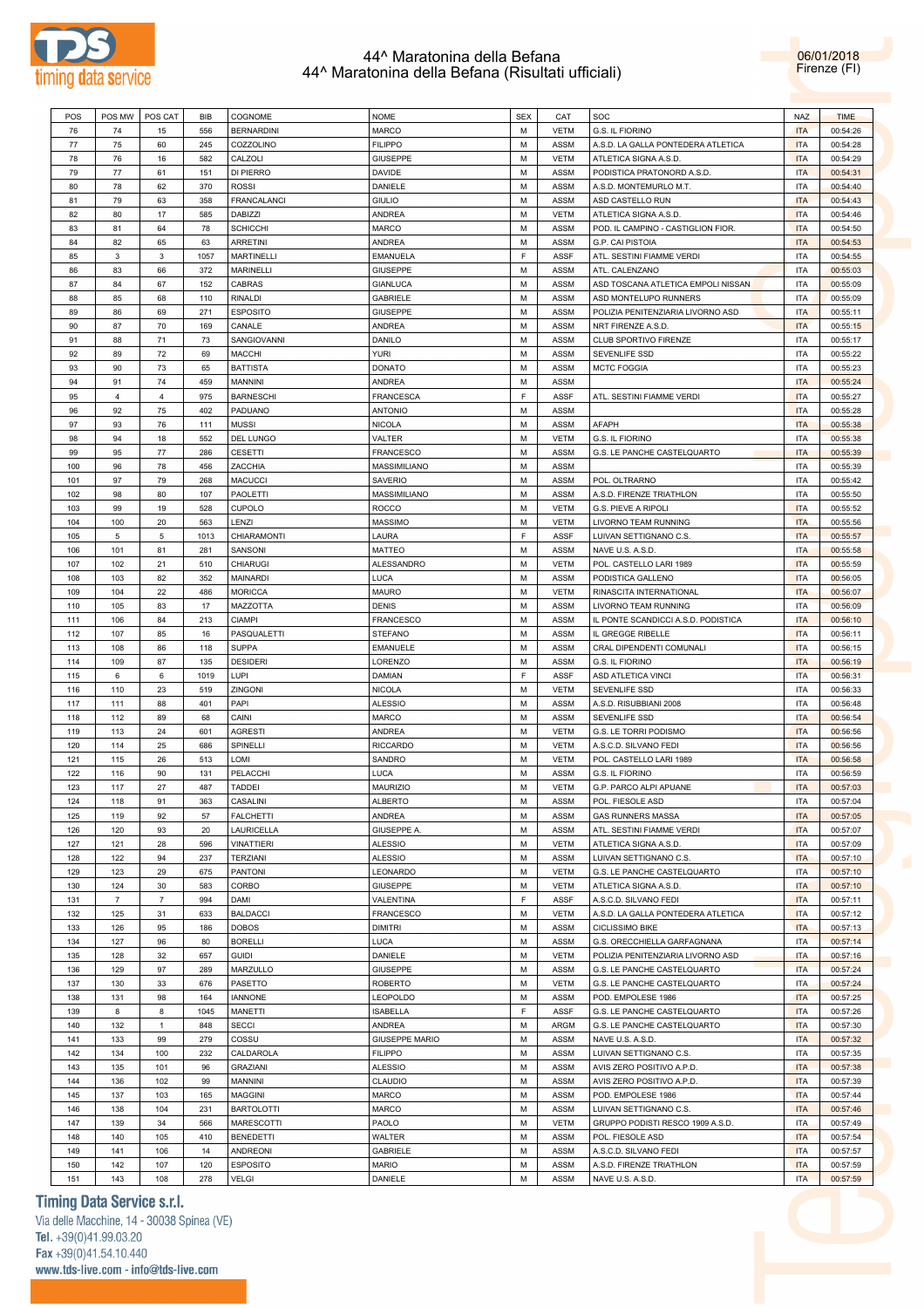# 44^ Maratonina della Befana
## 44^ Maratonina della Befana (Risultati ufficiali)

06/01/2018
Firenze (FI)

| POS | POS MW | POS CAT | BIB | COGNOME | NOME | SEX | CAT | SOC | NAZ | TIME |
|---|---|---|---|---|---|---|---|---|---|---|
| 76 | 74 | 15 | 556 | BERNARDINI | MARCO | M | VETM | G.S. IL FIORINO | ITA | 00:54:26 |
| 77 | 75 | 60 | 245 | COZZOLINO | FILIPPO | M | ASSM | A.S.D. LA GALLA PONTEDERA ATLETICA | ITA | 00:54:28 |
| 78 | 76 | 16 | 582 | CALZOLI | GIUSEPPE | M | VETM | ATLETICA SIGNA A.S.D. | ITA | 00:54:29 |
| 79 | 77 | 61 | 151 | DI PIERRO | DAVIDE | M | ASSM | PODISTICA PRATONORD A.S.D. | ITA | 00:54:31 |
| 80 | 78 | 62 | 370 | ROSSI | DANIELE | M | ASSM | A.S.D. MONTEMURLO M.T. | ITA | 00:54:40 |
| 81 | 79 | 63 | 358 | FRANCALANCI | GIULIO | M | ASSM | ASD CASTELLO RUN | ITA | 00:54:43 |
| 82 | 80 | 17 | 585 | DABIZZI | ANDREA | M | VETM | ATLETICA SIGNA A.S.D. | ITA | 00:54:46 |
| 83 | 81 | 64 | 78 | SCHICCHI | MARCO | M | ASSM | POD. IL CAMPINO - CASTIGLION FIOR. | ITA | 00:54:50 |
| 84 | 82 | 65 | 63 | ARRETINI | ANDREA | M | ASSM | G.P. CAI PISTOIA | ITA | 00:54:53 |
| 85 | 3 | 3 | 1057 | MARTINELLI | EMANUELA | F | ASSF | ATL. SESTINI FIAMME VERDI | ITA | 00:54:55 |
| 86 | 83 | 66 | 372 | MARINELLI | GIUSEPPE | M | ASSM | ATL. CALENZANO | ITA | 00:55:03 |
| 87 | 84 | 67 | 152 | CABRAS | GIANLUCA | M | ASSM | ASD TOSCANA ATLETICA EMPOLI NISSAN | ITA | 00:55:09 |
| 88 | 85 | 68 | 110 | RINALDI | GABRIELE | M | ASSM | ASD MONTELUPO RUNNERS | ITA | 00:55:09 |
| 89 | 86 | 69 | 271 | ESPOSITO | GIUSEPPE | M | ASSM | POLIZIA PENITENZIARIA LIVORNO ASD | ITA | 00:55:11 |
| 90 | 87 | 70 | 169 | CANALE | ANDREA | M | ASSM | NRT FIRENZE A.S.D. | ITA | 00:55:15 |
| 91 | 88 | 71 | 73 | SANGIOVANNI | DANILO | M | ASSM | CLUB SPORTIVO FIRENZE | ITA | 00:55:17 |
| 92 | 89 | 72 | 69 | MACCHI | YURI | M | ASSM | SEVENLIFE SSD | ITA | 00:55:22 |
| 93 | 90 | 73 | 65 | BATTISTA | DONATO | M | ASSM | MCTC FOGGIA | ITA | 00:55:23 |
| 94 | 91 | 74 | 459 | MANNINI | ANDREA | M | ASSM | | ITA | 00:55:24 |
| 95 | 4 | 4 | 975 | BARNESCHI | FRANCESCA | F | ASSF | ATL. SESTINI FIAMME VERDI | ITA | 00:55:27 |
| 96 | 92 | 75 | 402 | PADUANO | ANTONIO | M | ASSM | | ITA | 00:55:28 |
| 97 | 93 | 76 | 111 | MUSSI | NICOLA | M | ASSM | AFAPH | ITA | 00:55:38 |
| 98 | 94 | 18 | 552 | DEL LUNGO | VALTER | M | VETM | G.S. IL FIORINO | ITA | 00:55:38 |
| 99 | 95 | 77 | 286 | CESETTI | FRANCESCO | M | ASSM | G.S. LE PANCHE CASTELQUARTO | ITA | 00:55:39 |
| 100 | 96 | 78 | 456 | ZACCHIA | MASSIMILIANO | M | ASSM | | ITA | 00:55:39 |
| 101 | 97 | 79 | 268 | MACUCCI | SAVERIO | M | ASSM | POL. OLTRARNO | ITA | 00:55:42 |
| 102 | 98 | 80 | 107 | PAOLETTI | MASSIMILIANO | M | ASSM | A.S.D. FIRENZE TRIATHLON | ITA | 00:55:50 |
| 103 | 99 | 19 | 528 | CUPOLO | ROCCO | M | VETM | G.S. PIEVE A RIPOLI | ITA | 00:55:52 |
| 104 | 100 | 20 | 563 | LENZI | MASSIMO | M | VETM | LIVORNO TEAM RUNNING | ITA | 00:55:56 |
| 105 | 5 | 5 | 1013 | CHIARAMONTI | LAURA | F | ASSF | LUIVAN SETTIGNANO C.S. | ITA | 00:55:57 |
| 106 | 101 | 81 | 281 | SANSONI | MATTEO | M | ASSM | NAVE U.S. A.S.D. | ITA | 00:55:58 |
| 107 | 102 | 21 | 510 | CHIARUGI | ALESSANDRO | M | VETM | POL. CASTELLO LARI 1989 | ITA | 00:55:59 |
| 108 | 103 | 82 | 352 | MAINARDI | LUCA | M | ASSM | PODISTICA GALLENO | ITA | 00:56:05 |
| 109 | 104 | 22 | 486 | MORICCA | MAURO | M | VETM | RINASCITA INTERNATIONAL | ITA | 00:56:07 |
| 110 | 105 | 83 | 17 | MAZZOTTA | DENIS | M | ASSM | LIVORNO TEAM RUNNING | ITA | 00:56:09 |
| 111 | 106 | 84 | 213 | CIAMPI | FRANCESCO | M | ASSM | IL PONTE SCANDICCI A.S.D. PODISTICA | ITA | 00:56:10 |
| 112 | 107 | 85 | 16 | PASQUALETTI | STEFANO | M | ASSM | IL GREGGE RIBELLE | ITA | 00:56:11 |
| 113 | 108 | 86 | 118 | SUPPA | EMANUELE | M | ASSM | CRAL DIPENDENTI COMUNALI | ITA | 00:56:15 |
| 114 | 109 | 87 | 135 | DESIDERI | LORENZO | M | ASSM | G.S. IL FIORINO | ITA | 00:56:19 |
| 115 | 6 | 6 | 1019 | LUPI | DAMIAN | F | ASSF | ASD ATLETICA VINCI | ITA | 00:56:31 |
| 116 | 110 | 23 | 519 | ZINGONI | NICOLA | M | VETM | SEVENLIFE SSD | ITA | 00:56:33 |
| 117 | 111 | 88 | 401 | PAPI | ALESSIO | M | ASSM | A.S.D. RISUBBIANI 2008 | ITA | 00:56:48 |
| 118 | 112 | 89 | 68 | CAINI | MARCO | M | ASSM | SEVENLIFE SSD | ITA | 00:56:54 |
| 119 | 113 | 24 | 601 | AGRESTI | ANDREA | M | VETM | G.S. LE TORRI PODISMO | ITA | 00:56:56 |
| 120 | 114 | 25 | 686 | SPINELLI | RICCARDO | M | VETM | A.S.C.D. SILVANO FEDI | ITA | 00:56:56 |
| 121 | 115 | 26 | 513 | LOMI | SANDRO | M | VETM | POL. CASTELLO LARI 1989 | ITA | 00:56:58 |
| 122 | 116 | 90 | 131 | PELACCHI | LUCA | M | ASSM | G.S. IL FIORINO | ITA | 00:56:59 |
| 123 | 117 | 27 | 487 | TADDEI | MAURIZIO | M | VETM | G.P. PORCO ALPI APUANE | ITA | 00:57:03 |
| 124 | 118 | 91 | 363 | CASALINI | ALBERTO | M | ASSM | POL. FIESOLE ASD | ITA | 00:57:04 |
| 125 | 119 | 92 | 57 | FALCHETTI | ANDREA | M | ASSM | GAS RUNNERS MASSA | ITA | 00:57:05 |
| 126 | 120 | 93 | 20 | LAURICELLA | GIUSEPPE A. | M | ASSM | ATL. SESTINI FIAMME VERDI | ITA | 00:57:07 |
| 127 | 121 | 28 | 596 | VINATTIERI | ALESSIO | M | VETM | ATLETICA SIGNA A.S.D. | ITA | 00:57:09 |
| 128 | 122 | 94 | 237 | TERZIANI | ALESSIO | M | ASSM | LUIVAN SETTIGNANO C.S. | ITA | 00:57:10 |
| 129 | 123 | 29 | 675 | PANTONI | LEONARDO | M | VETM | G.S. LE PANCHE CASTELQUARTO | ITA | 00:57:10 |
| 130 | 124 | 30 | 583 | CORBO | GIUSEPPE | M | VETM | ATLETICA SIGNA A.S.D. | ITA | 00:57:10 |
| 131 | 7 | 7 | 994 | DAMI | VALENTINA | F | ASSF | A.S.C.D. SILVANO FEDI | ITA | 00:57:11 |
| 132 | 125 | 31 | 633 | BALDACCI | FRANCESCO | M | VETM | A.S.D. LA GALLA PONTEDERA ATLETICA | ITA | 00:57:12 |
| 133 | 126 | 95 | 186 | DOBOS | DIMITRI | M | ASSM | CICLISSIMO BIKE | ITA | 00:57:13 |
| 134 | 127 | 96 | 80 | BORELLI | LUCA | M | ASSM | G.S. ORECCHIELLA GARFAGNANA | ITA | 00:57:14 |
| 135 | 128 | 32 | 657 | GUIDI | DANIELE | M | VETM | POLIZIA PENITENZIARIA LIVORNO ASD | ITA | 00:57:16 |
| 136 | 129 | 97 | 289 | MARZULLO | GIUSEPPE | M | ASSM | G.S. LE PANCHE CASTELQUARTO | ITA | 00:57:24 |
| 137 | 130 | 33 | 676 | PASETTO | ROBERTO | M | VETM | G.S. LE PANCHE CASTELQUARTO | ITA | 00:57:24 |
| 138 | 131 | 98 | 164 | IANNONE | LEOPOLDO | M | ASSM | POD. EMPOLESE 1986 | ITA | 00:57:25 |
| 139 | 8 | 8 | 1045 | MANETTI | ISABELLA | F | ASSF | G.S. LE PANCHE CASTELQUARTO | ITA | 00:57:26 |
| 140 | 132 | 1 | 848 | SECCI | ANDREA | M | ARGM | G.S. LE PANCHE CASTELQUARTO | ITA | 00:57:30 |
| 141 | 133 | 99 | 279 | COSSU | GIUSEPPE MARIO | M | ASSM | NAVE U.S. A.S.D. | ITA | 00:57:32 |
| 142 | 134 | 100 | 232 | CALDAROLA | FILIPPO | M | ASSM | LUIVAN SETTIGNANO C.S. | ITA | 00:57:35 |
| 143 | 135 | 101 | 96 | GRAZIANI | ALESSIO | M | ASSM | AVIS ZERO POSITIVO A.P.D. | ITA | 00:57:38 |
| 144 | 136 | 102 | 99 | MANNINI | CLAUDIO | M | ASSM | AVIS ZERO POSITIVO A.P.D. | ITA | 00:57:39 |
| 145 | 137 | 103 | 165 | MAGGINI | MARCO | M | ASSM | POD. EMPOLESE 1986 | ITA | 00:57:44 |
| 146 | 138 | 104 | 231 | BARTOLOTTI | MARCO | M | ASSM | LUIVAN SETTIGNANO C.S. | ITA | 00:57:46 |
| 147 | 139 | 34 | 566 | MARESCOTTI | PAOLO | M | VETM | GRUPPO PODISTI RESCO 1909 A.S.D. | ITA | 00:57:49 |
| 148 | 140 | 105 | 410 | BENEDETTI | WALTER | M | ASSM | POL. FIESOLE ASD | ITA | 00:57:54 |
| 149 | 141 | 106 | 14 | ANDREONI | GABRIELE | M | ASSM | A.S.C.D. SILVANO FEDI | ITA | 00:57:57 |
| 150 | 142 | 107 | 120 | ESPOSITO | MARIO | M | ASSM | A.S.D. FIRENZE TRIATHLON | ITA | 00:57:59 |
| 151 | 143 | 108 | 278 | VELGI | DANIELE | M | ASSM | NAVE U.S. A.S.D. | ITA | 00:57:59 |

**Timing Data Service s.r.l.**
Via delle Macchine, 14 - 30038 Spinea (VE)
Tel. +39(0)41.99.03.20
Fax +39(0)41.54.10.440
www.tds-live.com - info@tds-live.com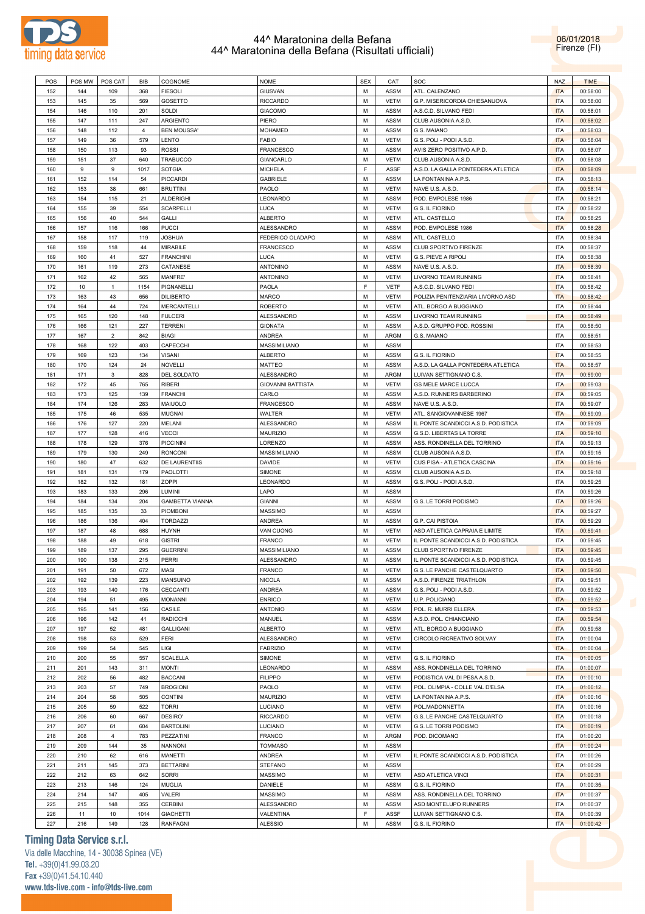# 44^ Maratonina della Befana
## 44^ Maratonina della Befana (Risultati ufficiali)

06/01/2018
Firenze (FI)

| POS | POS MW | POS CAT | BIB | COGNOME | NOME | SEX | CAT | SOC | NAZ | TIME |
|---|---|---|---|---|---|---|---|---|---|---|
| 152 | 144 | 109 | 368 | FIESOLI | GIUSVAN | M | ASSM | ATL. CALENZANO | ITA | 00:58:00 |
| 153 | 145 | 35 | 569 | GOSETTO | RICCARDO | M | VETM | G.P. MISERICORDIA CHIESANUOVA | ITA | 00:58:00 |
| 154 | 146 | 110 | 201 | SOLDI | GIACOMO | M | ASSM | A.S.C.D. SILVANO FEDI | ITA | 00:58:01 |
| 155 | 147 | 111 | 247 | ARGIENTO | PIERO | M | ASSM | CLUB AUSONIA A.S.D. | ITA | 00:58:02 |
| 156 | 148 | 112 | 4 | BEN MOUSSA' | MOHAMED | M | ASSM | G.S. MAIANO | ITA | 00:58:03 |
| 157 | 149 | 36 | 579 | LENTO | FABIO | M | VETM | G.S. POLI - PODI A.S.D. | ITA | 00:58:04 |
| 158 | 150 | 113 | 93 | ROSSI | FRANCESCO | M | ASSM | AVIS ZERO POSITIVO A.P.D. | ITA | 00:58:07 |
| 159 | 151 | 37 | 640 | TRABUCCO | GIANCARLO | M | VETM | CLUB AUSONIA A.S.D. | ITA | 00:58:08 |
| 160 | 9 | 9 | 1017 | SOTGIA | MICHELA | F | ASSF | A.S.D. LA GALLA PONTEDERA ATLETICA | ITA | 00:58:09 |
| 161 | 152 | 114 | 54 | PICCARDI | GABRIELE | M | ASSM | LA FONTANINA A.P.S. | ITA | 00:58:13 |
| 162 | 153 | 38 | 661 | BRUTTINI | PAOLO | M | VETM | NAVE U.S. A.S.D. | ITA | 00:58:14 |
| 163 | 154 | 115 | 21 | ALDERIGHI | LEONARDO | M | ASSM | POD. EMPOLESE 1986 | ITA | 00:58:21 |
| 164 | 155 | 39 | 554 | SCARPELLI | LUCA | M | VETM | G.S. IL FIORINO | ITA | 00:58:22 |
| 165 | 156 | 40 | 544 | GALLI | ALBERTO | M | VETM | ATL. CASTELLO | ITA | 00:58:25 |
| 166 | 157 | 116 | 166 | PUCCI | ALESSANDRO | M | ASSM | POD. EMPOLESE 1986 | ITA | 00:58:28 |
| 167 | 158 | 117 | 119 | JOSHUA | FEDERICO OLADAPO | M | ASSM | ATL. CASTELLO | ITA | 00:58:34 |
| 168 | 159 | 118 | 44 | MIRABILE | FRANCESCO | M | ASSM | CLUB SPORTIVO FIRENZE | ITA | 00:58:37 |
| 169 | 160 | 41 | 527 | FRANCHINI | LUCA | M | VETM | G.S. PIEVE A RIPOLI | ITA | 00:58:38 |
| 170 | 161 | 119 | 273 | CATANESE | ANTONINO | M | ASSM | NAVE U.S. A.S.D. | ITA | 00:58:39 |
| 171 | 162 | 42 | 565 | MANFRE' | ANTONINO | M | VETM | LIVORNO TEAM RUNNING | ITA | 00:58:41 |
| 172 | 10 | 1 | 1154 | PIGNANELLI | PAOLA | F | VETF | A.S.C.D. SILVANO FEDI | ITA | 00:58:42 |
| 173 | 163 | 43 | 656 | DILIBERTO | MARCO | M | VETM | POLIZIA PENITENZIARIA LIVORNO ASD | ITA | 00:58:42 |
| 174 | 164 | 44 | 724 | MERCANTELLI | ROBERTO | M | VETM | ATL. BORGO A BUGGIANO | ITA | 00:58:44 |
| 175 | 165 | 120 | 148 | FULCERI | ALESSANDRO | M | ASSM | LIVORNO TEAM RUNNING | ITA | 00:58:49 |
| 176 | 166 | 121 | 227 | TERRENI | GIONATA | M | ASSM | A.S.D. GRUPPO POD. ROSSINI | ITA | 00:58:50 |
| 177 | 167 | 2 | 842 | BIAGI | ANDREA | M | ARGM | G.S. MAIANO | ITA | 00:58:51 |
| 178 | 168 | 122 | 403 | CAPECCHI | MASSIMILIANO | M | ASSM | | ITA | 00:58:53 |
| 179 | 169 | 123 | 134 | VISANI | ALBERTO | M | ASSM | G.S. IL FIORINO | ITA | 00:58:55 |
| 180 | 170 | 124 | 24 | NOVELLI | MATTEO | M | ASSM | A.S.D. LA GALLA PONTEDERA ATLETICA | ITA | 00:58:57 |
| 181 | 171 | 3 | 828 | DEL SOLDATO | ALESSANDRO | M | ARGM | LUIVAN SETTIGNANO C.S. | ITA | 00:59:00 |
| 182 | 172 | 45 | 765 | RIBERI | GIOVANNI BATTISTA | M | VETM | GS MELE MARCE LUCCA | ITA | 00:59:03 |
| 183 | 173 | 125 | 139 | FRANCHI | CARLO | M | ASSM | A.S.D. RUNNERS BARBERINO | ITA | 00:59:05 |
| 184 | 174 | 126 | 283 | MAIUOLO | FRANCESCO | M | ASSM | NAVE U.S. A.S.D. | ITA | 00:59:07 |
| 185 | 175 | 46 | 535 | MUGNAI | WALTER | M | VETM | ATL. SANGIOVANNESE 1967 | ITA | 00:59:09 |
| 186 | 176 | 127 | 220 | MELANI | ALESSANDRO | M | ASSM | IL PONTE SCANDICCI A.S.D. PODISTICA | ITA | 00:59:09 |
| 187 | 177 | 128 | 416 | VECCI | MAURIZIO | M | ASSM | G.S.D. LIBERTAS LA TORRE | ITA | 00:59:10 |
| 188 | 178 | 129 | 376 | PICCININI | LORENZO | M | ASSM | ASS. RONDINELLA DEL TORRINO | ITA | 00:59:13 |
| 189 | 179 | 130 | 249 | RONCONI | MASSIMILIANO | M | ASSM | CLUB AUSONIA A.S.D. | ITA | 00:59:15 |
| 190 | 180 | 47 | 632 | DE LAURENTIIS | DAVIDE | M | VETM | CUS PISA - ATLETICA CASCINA | ITA | 00:59:16 |
| 191 | 181 | 131 | 179 | PAOLOTTI | SIMONE | M | ASSM | CLUB AUSONIA A.S.D. | ITA | 00:59:18 |
| 192 | 182 | 132 | 181 | ZOPPI | LEONARDO | M | ASSM | G.S. POLI - PODI A.S.D. | ITA | 00:59:25 |
| 193 | 183 | 133 | 296 | LUMINI | LAPO | M | ASSM | | ITA | 00:59:26 |
| 194 | 184 | 134 | 204 | GAMBETTA VIANNA | GIANNI | M | ASSM | G.S. LE TORRI PODISMO | ITA | 00:59:26 |
| 195 | 185 | 135 | 33 | PIOMBONI | MASSIMO | M | ASSM | | ITA | 00:59:27 |
| 196 | 186 | 136 | 404 | TORDAZZI | ANDREA | M | ASSM | G.P. CAI PISTOIA | ITA | 00:59:29 |
| 197 | 187 | 48 | 688 | HUYNH | VAN CUONG | M | VETM | ASD ATLETICA CAPRAIA E LIMITE | ITA | 00:59:41 |
| 198 | 188 | 49 | 618 | GISTRI | FRANCO | M | VETM | IL PONTE SCANDICCI A.S.D. PODISTICA | ITA | 00:59:45 |
| 199 | 189 | 137 | 295 | GUERRINI | MASSIMILIANO | M | ASSM | CLUB SPORTIVO FIRENZE | ITA | 00:59:45 |
| 200 | 190 | 138 | 215 | PERRI | ALESSANDRO | M | ASSM | IL PONTE SCANDICCI A.S.D. PODISTICA | ITA | 00:59:45 |
| 201 | 191 | 50 | 672 | MASI | FRANCO | M | VETM | G.S. LE PANCHE CASTELQUARTO | ITA | 00:59:50 |
| 202 | 192 | 139 | 223 | MANSUINO | NICOLA | M | ASSM | A.S.D. FIRENZE TRIATHLON | ITA | 00:59:51 |
| 203 | 193 | 140 | 176 | CECCANTI | ANDREA | M | ASSM | G.S. POLI - PODI A.S.D. | ITA | 00:59:52 |
| 204 | 194 | 51 | 495 | MONANNI | ENRICO | M | VETM | U.P. POLICIANO | ITA | 00:59:52 |
| 205 | 195 | 141 | 156 | CASILE | ANTONIO | M | ASSM | POL. R. MURRI ELLERA | ITA | 00:59:53 |
| 206 | 196 | 142 | 41 | RADICCHI | MANUEL | M | ASSM | A.S.D. POL. CHIANCIANO | ITA | 00:59:54 |
| 207 | 197 | 52 | 481 | GALLIGANI | ALBERTO | M | VETM | ATL. BORGO A BUGGIANO | ITA | 00:59:58 |
| 208 | 198 | 53 | 529 | FERI | ALESSANDRO | M | VETM | CIRCOLO RICREATIVO SOLVAY | ITA | 01:00:04 |
| 209 | 199 | 54 | 545 | LIGI | FABRIZIO | M | VETM | | ITA | 01:00:04 |
| 210 | 200 | 55 | 557 | SCALELLA | SIMONE | M | VETM | G.S. IL FIORINO | ITA | 01:00:05 |
| 211 | 201 | 143 | 311 | MONTI | LEONARDO | M | ASSM | ASS. RONDINELLA DEL TORRINO | ITA | 01:00:07 |
| 212 | 202 | 56 | 482 | BACCANI | FILIPPO | M | VETM | PODISTICA VAL DI PESA A.S.D. | ITA | 01:00:10 |
| 213 | 203 | 57 | 749 | BROGIONI | PAOLO | M | VETM | POL. OLIMPIA - COLLE VAL D'ELSA | ITA | 01:00:12 |
| 214 | 204 | 58 | 505 | CONTINI | MAURIZIO | M | VETM | LA FONTANINA A.P.S. | ITA | 01:00:16 |
| 215 | 205 | 59 | 522 | TORRI | LUCIANO | M | VETM | POL.MADONNETTA | ITA | 01:00:16 |
| 216 | 206 | 60 | 667 | DESIRO' | RICCARDO | M | VETM | G.S. LE PANCHE CASTELQUARTO | ITA | 01:00:18 |
| 217 | 207 | 61 | 604 | BARTOLINI | LUCIANO | M | VETM | G.S. LE TORRI PODISMO | ITA | 01:00:19 |
| 218 | 208 | 4 | 783 | PEZZATINI | FRANCO | M | ARGM | POD. DICOMANO | ITA | 01:00:20 |
| 219 | 209 | 144 | 35 | NANNONI | TOMMASO | M | ASSM | | ITA | 01:00:24 |
| 220 | 210 | 62 | 616 | MANETTI | ANDREA | M | VETM | IL PONTE SCANDICCI A.S.D. PODISTICA | ITA | 01:00:26 |
| 221 | 211 | 145 | 373 | BETTARINI | STEFANO | M | ASSM | | ITA | 01:00:29 |
| 222 | 212 | 63 | 642 | SORRI | MASSIMO | M | VETM | ASD ATLETICA VINCI | ITA | 01:00:31 |
| 223 | 213 | 146 | 124 | MUGLIA | DANIELE | M | ASSM | G.S. IL FIORINO | ITA | 01:00:35 |
| 224 | 214 | 147 | 405 | VALERI | MASSIMO | M | ASSM | ASS. RONDINELLA DEL TORRINO | ITA | 01:00:37 |
| 225 | 215 | 148 | 355 | CERBINI | ALESSANDRO | M | ASSM | ASD MONTELUPO RUNNERS | ITA | 01:00:37 |
| 226 | 11 | 10 | 1014 | GIACHETTI | VALENTINA | F | ASSF | LUIVAN SETTIGNANO C.S. | ITA | 01:00:39 |
| 227 | 216 | 149 | 128 | RANFAGNI | ALESSIO | M | ASSM | G.S. IL FIORINO | ITA | 01:00:42 |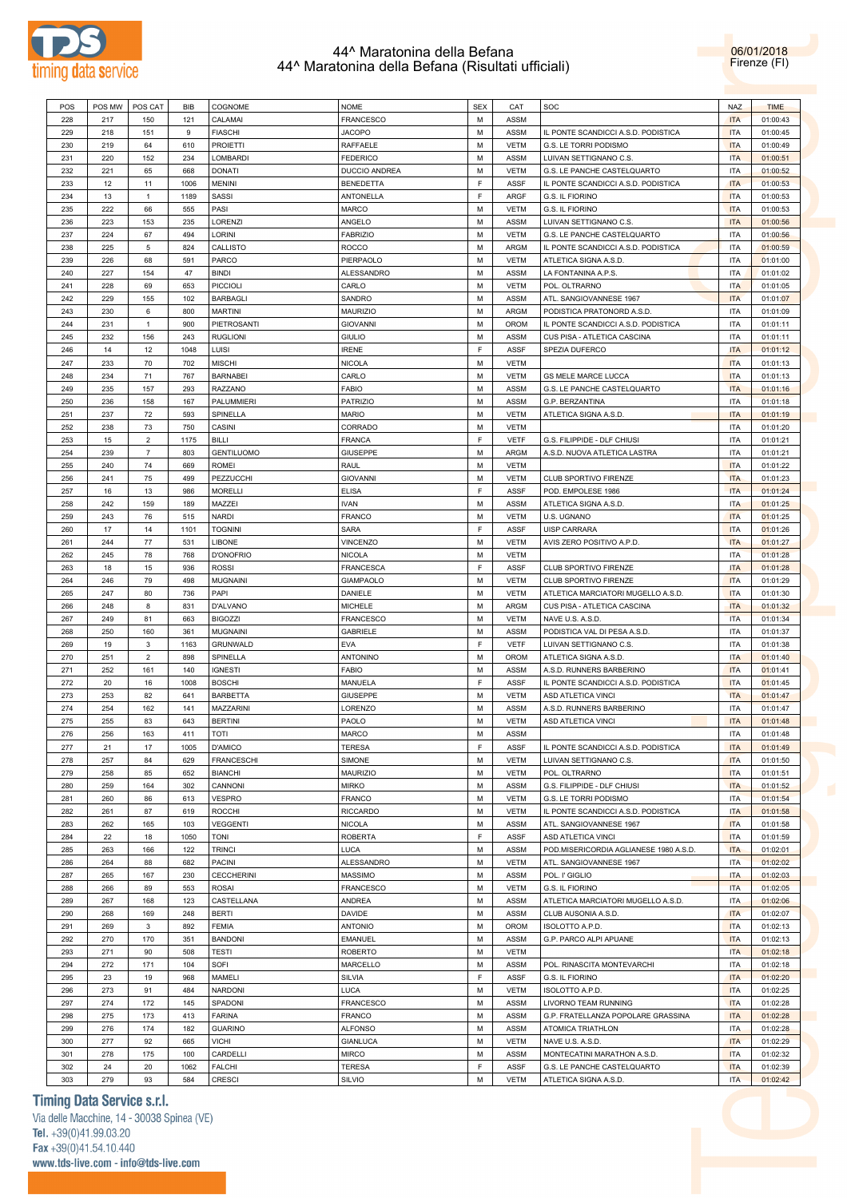# 44^ Maratonina della Befana
## 44^ Maratonina della Befana (Risultati ufficiali)

06/01/2018
Firenze (FI)

| POS | POS MW | POS CAT | BIB | COGNOME | NOME | SEX | CAT | SOC | NAZ | TIME |
|---|---|---|---|---|---|---|---|---|---|---|
| 228 | 217 | 150 | 121 | CALAMAI | FRANCESCO | M | ASSM | | ITA | 01:00:43 |
| 229 | 218 | 151 | 9 | FIASCHI | JACOPO | M | ASSM | IL PONTE SCANDICCI A.S.D. PODISTICA | ITA | 01:00:45 |
| 230 | 219 | 64 | 610 | PROIETTI | RAFFAELE | M | VETM | G.S. LE TORRI PODISMO | ITA | 01:00:49 |
| 231 | 220 | 152 | 234 | LOMBARDI | FEDERICO | M | ASSM | LUIVAN SETTIGNANO C.S. | ITA | 01:00:51 |
| 232 | 221 | 65 | 668 | DONATI | DUCCIO ANDREA | M | VETM | G.S. LE PANCHE CASTELQUARTO | ITA | 01:00:52 |
| 233 | 12 | 11 | 1006 | MENINI | BENEDETTA | F | ASSF | IL PONTE SCANDICCI A.S.D. PODISTICA | ITA | 01:00:53 |
| 234 | 13 | 1 | 1189 | SASSI | ANTONELLA | F | ARGF | G.S. IL FIORINO | ITA | 01:00:53 |
| 235 | 222 | 66 | 555 | PASI | MARCO | M | VETM | G.S. IL FIORINO | ITA | 01:00:53 |
| 236 | 223 | 153 | 235 | LORENZI | ANGELO | M | ASSM | LUIVAN SETTIGNANO C.S. | ITA | 01:00:56 |
| 237 | 224 | 67 | 494 | LORINI | FABRIZIO | M | VETM | G.S. LE PANCHE CASTELQUARTO | ITA | 01:00:56 |
| 238 | 225 | 5 | 824 | CALLISTO | ROCCO | M | ARGM | IL PONTE SCANDICCI A.S.D. PODISTICA | ITA | 01:00:59 |
| 239 | 226 | 68 | 591 | PARCO | PIERPAOLO | M | VETM | ATLETICA SIGNA A.S.D. | ITA | 01:01:00 |
| 240 | 227 | 154 | 47 | BINDI | ALESSANDRO | M | ASSM | LA FONTANINA A.P.S. | ITA | 01:01:02 |
| 241 | 228 | 69 | 653 | PICCIOLI | CARLO | M | VETM | POL. OLTRARNO | ITA | 01:01:05 |
| 242 | 229 | 155 | 102 | BARBAGLI | SANDRO | M | ASSM | ATL. SANGIOVANNESE 1967 | ITA | 01:01:07 |
| 243 | 230 | 6 | 800 | MARTINI | MAURIZIO | M | ARGM | PODISTICA PRATONORD A.S.D. | ITA | 01:01:09 |
| 244 | 231 | 1 | 900 | PIETROSANTI | GIOVANNI | M | OROM | IL PONTE SCANDICCI A.S.D. PODISTICA | ITA | 01:01:11 |
| 245 | 232 | 156 | 243 | RUGLIONI | GIULIO | M | ASSM | CUS PISA - ATLETICA CASCINA | ITA | 01:01:11 |
| 246 | 14 | 12 | 1048 | LUISI | IRENE | F | ASSF | SPEZIA DUFERCO | ITA | 01:01:12 |
| 247 | 233 | 70 | 702 | MISCHI | NICOLA | M | VETM | | ITA | 01:01:13 |
| 248 | 234 | 71 | 767 | BARNABEI | CARLO | M | VETM | GS MELE MARCE LUCCA | ITA | 01:01:13 |
| 249 | 235 | 157 | 293 | RAZZANO | FABIO | M | ASSM | G.S. LE PANCHE CASTELQUARTO | ITA | 01:01:16 |
| 250 | 236 | 158 | 167 | PALUMMIERI | PATRIZIO | M | ASSM | G.P. BERZANTINA | ITA | 01:01:18 |
| 251 | 237 | 72 | 593 | SPINELLA | MARIO | M | VETM | ATLETICA SIGNA A.S.D. | ITA | 01:01:19 |
| 252 | 238 | 73 | 750 | CASINI | CORRADO | M | VETM | | ITA | 01:01:20 |
| 253 | 15 | 2 | 1175 | BILLI | FRANCA | F | VETF | G.S. FILIPPIDE - DLF CHIUSI | ITA | 01:01:21 |
| 254 | 239 | 7 | 803 | GENTILUOMO | GIUSEPPE | M | ARGM | A.S.D. NUOVA ATLETICA LASTRA | ITA | 01:01:21 |
| 255 | 240 | 74 | 669 | ROMEI | RAUL | M | VETM | | ITA | 01:01:22 |
| 256 | 241 | 75 | 499 | PEZZUCCHI | GIOVANNI | M | VETM | CLUB SPORTIVO FIRENZE | ITA | 01:01:23 |
| 257 | 16 | 13 | 986 | MORELLI | ELISA | F | ASSF | POD. EMPOLESE 1986 | ITA | 01:01:24 |
| 258 | 242 | 159 | 189 | MAZZEI | IVAN | M | ASSM | ATLETICA SIGNA A.S.D. | ITA | 01:01:25 |
| 259 | 243 | 76 | 515 | NARDI | FRANCO | M | VETM | U.S. UGNANO | ITA | 01:01:25 |
| 260 | 17 | 14 | 1101 | TOGNINI | SARA | F | ASSF | UISP CARRARA | ITA | 01:01:26 |
| 261 | 244 | 77 | 531 | LIBONE | VINCENZO | M | VETM | AVIS ZERO POSITIVO A.P.D. | ITA | 01:01:27 |
| 262 | 245 | 78 | 768 | D'ONOFRIO | NICOLA | M | VETM | | ITA | 01:01:28 |
| 263 | 18 | 15 | 936 | ROSSI | FRANCESCA | F | ASSF | CLUB SPORTIVO FIRENZE | ITA | 01:01:28 |
| 264 | 246 | 79 | 498 | MUGNAINI | GIAMPAOLO | M | VETM | CLUB SPORTIVO FIRENZE | ITA | 01:01:29 |
| 265 | 247 | 80 | 736 | PAPI | DANIELE | M | VETM | ATLETICA MARCIATORI MUGELLO A.S.D. | ITA | 01:01:30 |
| 266 | 248 | 8 | 831 | D'ALVANO | MICHELE | M | ARGM | CUS PISA - ATLETICA CASCINA | ITA | 01:01:32 |
| 267 | 249 | 81 | 663 | BIGOZZI | FRANCESCO | M | VETM | NAVE U.S. A.S.D. | ITA | 01:01:34 |
| 268 | 250 | 160 | 361 | MUGNAINI | GABRIELE | M | ASSM | PODISTICA VAL DI PESA A.S.D. | ITA | 01:01:37 |
| 269 | 19 | 3 | 1163 | GRUNWALD | EVA | F | VETF | LUIVAN SETTIGNANO C.S. | ITA | 01:01:38 |
| 270 | 251 | 2 | 898 | SPINELLA | ANTONINO | M | OROM | ATLETICA SIGNA A.S.D. | ITA | 01:01:40 |
| 271 | 252 | 161 | 140 | IGNESTI | FABIO | M | ASSM | A.S.D. RUNNERS BARBERINO | ITA | 01:01:41 |
| 272 | 20 | 16 | 1008 | BOSCHI | MANUELA | F | ASSF | IL PONTE SCANDICCI A.S.D. PODISTICA | ITA | 01:01:45 |
| 273 | 253 | 82 | 641 | BARBETTA | GIUSEPPE | M | VETM | ASD ATLETICA VINCI | ITA | 01:01:47 |
| 274 | 254 | 162 | 141 | MAZZARINI | LORENZO | M | ASSM | A.S.D. RUNNERS BARBERINO | ITA | 01:01:47 |
| 275 | 255 | 83 | 643 | BERTINI | PAOLO | M | VETM | ASD ATLETICA VINCI | ITA | 01:01:48 |
| 276 | 256 | 163 | 411 | TOTI | MARCO | M | ASSM | | ITA | 01:01:48 |
| 277 | 21 | 17 | 1005 | D'AMICO | TERESA | F | ASSF | IL PONTE SCANDICCI A.S.D. PODISTICA | ITA | 01:01:49 |
| 278 | 257 | 84 | 629 | FRANCESCHI | SIMONE | M | VETM | LUIVAN SETTIGNANO C.S. | ITA | 01:01:50 |
| 279 | 258 | 85 | 652 | BIANCHI | MAURIZIO | M | VETM | POL. OLTRARNO | ITA | 01:01:51 |
| 280 | 259 | 164 | 302 | CANNONI | MIRKO | M | ASSM | G.S. FILIPPIDE - DLF CHIUSI | ITA | 01:01:52 |
| 281 | 260 | 86 | 613 | VESPRO | FRANCO | M | VETM | G.S. LE TORRI PODISMO | ITA | 01:01:54 |
| 282 | 261 | 87 | 619 | ROCCHI | RICCARDO | M | VETM | IL PONTE SCANDICCI A.S.D. PODISTICA | ITA | 01:01:58 |
| 283 | 262 | 165 | 103 | VEGGENTI | NICOLA | M | ASSM | ATL. SANGIOVANNESE 1967 | ITA | 01:01:58 |
| 284 | 22 | 18 | 1050 | TONI | ROBERTA | F | ASSF | ASD ATLETICA VINCI | ITA | 01:01:59 |
| 285 | 263 | 166 | 122 | TRINCI | LUCA | M | ASSM | POD.MISERICORDIA AGLIANESE 1980 A.S.D. | ITA | 01:02:01 |
| 286 | 264 | 88 | 682 | PACINI | ALESSANDRO | M | VETM | ATL. SANGIOVANNESE 1967 | ITA | 01:02:02 |
| 287 | 265 | 167 | 230 | CECCHERINI | MASSIMO | M | ASSM | POL. I' GIGLIO | ITA | 01:02:03 |
| 288 | 266 | 89 | 553 | ROSAI | FRANCESCO | M | VETM | G.S. IL FIORINO | ITA | 01:02:05 |
| 289 | 267 | 168 | 123 | CASTELLANA | ANDREA | M | ASSM | ATLETICA MARCIATORI MUGELLO A.S.D. | ITA | 01:02:06 |
| 290 | 268 | 169 | 248 | BERTI | DAVIDE | M | ASSM | CLUB AUSONIA A.S.D. | ITA | 01:02:07 |
| 291 | 269 | 3 | 892 | FEMIA | ANTONIO | M | OROM | ISOLOTTO A.P.D. | ITA | 01:02:13 |
| 292 | 270 | 170 | 351 | BANDONI | EMANUEL | M | ASSM | G.P. PARCO ALPI APUANE | ITA | 01:02:13 |
| 293 | 271 | 90 | 508 | TESTI | ROBERTO | M | VETM | | ITA | 01:02:18 |
| 294 | 272 | 171 | 104 | SOFI | MARCELLO | M | ASSM | POL. RINASCITA MONTEVARCHI | ITA | 01:02:18 |
| 295 | 23 | 19 | 968 | MAMELI | SILVIA | F | ASSF | G.S. IL FIORINO | ITA | 01:02:20 |
| 296 | 273 | 91 | 484 | NARDONI | LUCA | M | VETM | ISOLOTTO A.P.D. | ITA | 01:02:25 |
| 297 | 274 | 172 | 145 | SPADONI | FRANCESCO | M | ASSM | LIVORNO TEAM RUNNING | ITA | 01:02:28 |
| 298 | 275 | 173 | 413 | FARINA | FRANCO | M | ASSM | G.P. FRATELLANZA POPOLARE GRASSINA | ITA | 01:02:28 |
| 299 | 276 | 174 | 182 | GUARINO | ALFONSO | M | ASSM | ATOMICA TRIATHLON | ITA | 01:02:28 |
| 300 | 277 | 92 | 665 | VICHI | GIANLUCA | M | VETM | NAVE U.S. A.S.D. | ITA | 01:02:29 |
| 301 | 278 | 175 | 100 | CARDELLI | MIRCO | M | ASSM | MONTECATINI MARATHON A.S.D. | ITA | 01:02:32 |
| 302 | 24 | 20 | 1062 | FALCHI | TERESA | F | ASSF | G.S. LE PANCHE CASTELQUARTO | ITA | 01:02:39 |
| 303 | 279 | 93 | 584 | CRESCI | SILVIO | M | VETM | ATLETICA SIGNA A.S.D. | ITA | 01:02:42 |

**Timing Data Service s.r.l.**
Via delle Macchine, 14 - 30038 Spinea (VE)
Tel. +39(0)41.99.03.20
Fax +39(0)41.54.10.440
www.tds-live.com - info@tds-live.com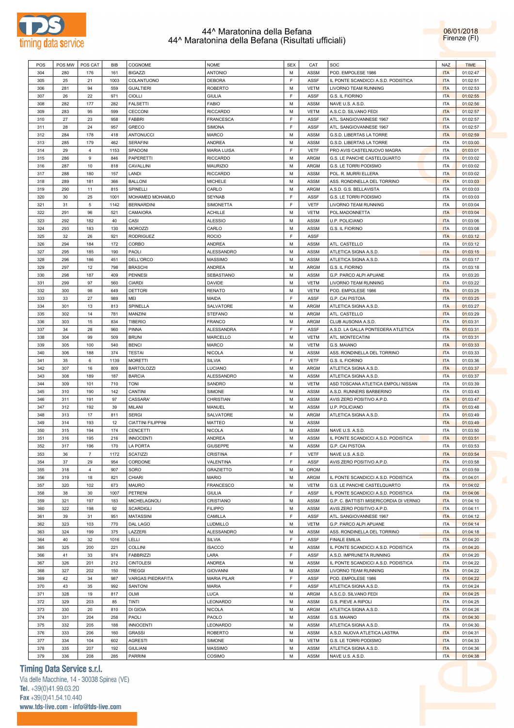# 44^ Maratonina della Befana
## 44^ Maratonina della Befana (Risultati ufficiali)

06/01/2018
Firenze (FI)

| POS | POS MW | POS CAT | BIB | COGNOME | NOME | SEX | CAT | SOC | NAZ | TIME |
|---|---|---|---|---|---|---|---|---|---|---|
| 304 | 280 | 176 | 161 | BIGAZZI | ANTONIO | M | ASSM | POD. EMPOLESE 1986 | ITA | 01:02:47 |
| 305 | 25 | 21 | 1003 | COLANTUONO | DEBORA | F | ASSF | IL PONTE SCANDICCI A.S.D. PODISTICA | ITA | 01:02:51 |
| 306 | 281 | 94 | 559 | GUALTIERI | ROBERTO | M | VETM | LIVORNO TEAM RUNNING | ITA | 01:02:53 |
| 307 | 26 | 22 | 971 | CIOLLI | GIULIA | F | ASSF | G.S. IL FIORINO | ITA | 01:02:55 |
| 308 | 282 | 177 | 282 | FALSETTI | FABIO | M | ASSM | NAVE U.S. A.S.D. | ITA | 01:02:56 |
| 309 | 283 | 95 | 599 | CECCONI | RICCARDO | M | VETM | A.S.C.D. SILVANO FEDI | ITA | 01:02:57 |
| 310 | 27 | 23 | 958 | FABBRI | FRANCESCA | F | ASSF | ATL. SANGIOVANNESE 1967 | ITA | 01:02:57 |
| 311 | 28 | 24 | 957 | GRECO | SIMONA | F | ASSF | ATL. SANGIOVANNESE 1967 | ITA | 01:02:57 |
| 312 | 284 | 178 | 418 | ANTONUCCI | MARCO | M | ASSM | G.S.D. LIBERTAS LA TORRE | ITA | 01:02:59 |
| 313 | 285 | 179 | 462 | SERAFINI | ANDREA | M | ASSM | G.S.D. LIBERTAS LA TORRE | ITA | 01:03:00 |
| 314 | 29 | 4 | 1153 | SPADONI | MARIA LUISA | F | VETF | PRO AVIS CASTELNUOVO MAGRA | ITA | 01:03:01 |
| 315 | 286 | 9 | 846 | PAPERETTI | RICCARDO | M | ARGM | G.S. LE PANCHE CASTELQUARTO | ITA | 01:03:02 |
| 316 | 287 | 10 | 818 | CAVALLINI | MAURIZIO | M | ARGM | G.S. LE TORRI PODISMO | ITA | 01:03:02 |
| 317 | 288 | 180 | 157 | LANDI | RICCARDO | M | ASSM | POL. R. MURRI ELLERA | ITA | 01:03:02 |
| 318 | 289 | 181 | 366 | BALLONI | MICHELE | M | ASSM | ASS. RONDINELLA DEL TORRINO | ITA | 01:03:03 |
| 319 | 290 | 11 | 815 | SPINELLI | CARLO | M | ARGM | A.S.D. G.S. BELLAVISTA | ITA | 01:03:03 |
| 320 | 30 | 25 | 1001 | MOHAMED MOHAMUD | SEYNAB | F | ASSF | G.S. LE TORRI PODISMO | ITA | 01:03:03 |
| 321 | 31 | 5 | 1142 | BERNARDINI | SIMONETTA | F | VETF | LIVORNO TEAM RUNNING | ITA | 01:03:04 |
| 322 | 291 | 96 | 521 | CAMAIORA | ACHILLE | M | VETM | POL.MADONNETTA | ITA | 01:03:04 |
| 323 | 292 | 182 | 40 | CASI | ALESSIO | M | ASSM | U.P. POLICIANO | ITA | 01:03:06 |
| 324 | 293 | 183 | 130 | MOROZZI | CARLO | M | ASSM | G.S. IL FIORINO | ITA | 01:03:08 |
| 325 | 32 | 26 | 921 | RODRIGUEZ | ROCIO | F | ASSF | | ITA | 01:03:12 |
| 326 | 294 | 184 | 172 | CORBO | ANDREA | M | ASSM | ATL. CASTELLO | ITA | 01:03:12 |
| 327 | 295 | 185 | 190 | PAOLI | ALESSANDRO | M | ASSM | ATLETICA SIGNA A.S.D. | ITA | 01:03:15 |
| 328 | 296 | 186 | 451 | DELL'ORCO | MASSIMO | M | ASSM | ATLETICA SIGNA A.S.D. | ITA | 01:03:17 |
| 329 | 297 | 12 | 798 | BRASCHI | ANDREA | M | ARGM | G.S. IL FIORINO | ITA | 01:03:18 |
| 330 | 298 | 187 | 409 | PENNESI | SEBASTIANO | M | ASSM | G.P. PARCO ALPI APUANE | ITA | 01:03:20 |
| 331 | 299 | 97 | 560 | CIARDI | DAVIDE | M | VETM | LIVORNO TEAM RUNNING | ITA | 01:03:22 |
| 332 | 300 | 98 | 649 | DETTORI | RENATO | M | VETM | POD. EMPOLESE 1986 | ITA | 01:03:25 |
| 333 | 33 | 27 | 989 | MEI | MAIDA | F | ASSF | G.P. CAI PISTOIA | ITA | 01:03:25 |
| 334 | 301 | 13 | 813 | SPINELLA | SALVATORE | M | ARGM | ATLETICA SIGNA A.S.D. | ITA | 01:03:27 |
| 335 | 302 | 14 | 781 | MANZINI | STEFANO | M | ARGM | ATL. CASTELLO | ITA | 01:03:29 |
| 336 | 303 | 15 | 834 | TIBERIO | FRANCO | M | ARGM | CLUB AUSONIA A.S.D. | ITA | 01:03:31 |
| 337 | 34 | 28 | 960 | PINNA | ALESSANDRA | F | ASSF | A.S.D. LA GALLA PONTEDERA ATLETICA | ITA | 01:03:31 |
| 338 | 304 | 99 | 509 | BRUNI | MARCELLO | M | VETM | ATL. MONTECATINI | ITA | 01:03:31 |
| 339 | 305 | 100 | 540 | BENCI | MARCO | M | VETM | G.S. MAIANO | ITA | 01:03:33 |
| 340 | 306 | 188 | 374 | TESTAI | NICOLA | M | ASSM | ASS. RONDINELLA DEL TORRINO | ITA | 01:03:33 |
| 341 | 35 | 6 | 1139 | MORETTI | SILVIA | F | VETF | G.S. IL FIORINO | ITA | 01:03:36 |
| 342 | 307 | 16 | 809 | BARTOLOZZI | LUCIANO | M | ARGM | ATLETICA SIGNA A.S.D. | ITA | 01:03:37 |
| 343 | 308 | 189 | 187 | BARCIA | ALESSANDRO | M | ASSM | ATLETICA SIGNA A.S.D. | ITA | 01:03:37 |
| 344 | 309 | 101 | 710 | TONI | SANDRO | M | VETM | ASD TOSCANA ATLETICA EMPOLI NISSAN | ITA | 01:03:39 |
| 345 | 310 | 190 | 142 | CANTINI | SIMONE | M | ASSM | A.S.D. RUNNERS BARBERINO | ITA | 01:03:43 |
| 346 | 311 | 191 | 97 | CASSARA' | CHRISTIAN | M | ASSM | AVIS ZERO POSITIVO A.P.D. | ITA | 01:03:47 |
| 347 | 312 | 192 | 39 | MILANI | MANUEL | M | ASSM | U.P. POLICIANO | ITA | 01:03:48 |
| 348 | 313 | 17 | 811 | SERGI | SALVATORE | M | ARGM | ATLETICA SIGNA A.S.D. | ITA | 01:03:49 |
| 349 | 314 | 193 | 12 | CIATTINI FILIPPINI | MATTEO | M | ASSM | | ITA | 01:03:49 |
| 350 | 315 | 194 | 174 | CENCETTI | NICOLA | M | ASSM | NAVE U.S. A.S.D. | ITA | 01:03:50 |
| 351 | 316 | 195 | 216 | INNOCENTI | ANDREA | M | ASSM | IL PONTE SCANDICCI A.S.D. PODISTICA | ITA | 01:03:51 |
| 352 | 317 | 196 | 170 | LA PORTA | GIUSEPPE | M | ASSM | G.P. CAI PISTOIA | ITA | 01:03:53 |
| 353 | 36 | 7 | 1172 | SCATIZZI | CRISTINA | F | VETF | NAVE U.S. A.S.D. | ITA | 01:03:54 |
| 354 | 37 | 29 | 954 | CORDONE | VALENTINA | F | ASSF | AVIS ZERO POSITIVO A.P.D. | ITA | 01:03:58 |
| 355 | 318 | 4 | 907 | SORO | GRAZIETTO | M | OROM | | ITA | 01:03:59 |
| 356 | 319 | 18 | 821 | CHIARI | MARIO | M | ARGM | IL PONTE SCANDICCI A.S.D. PODISTICA | ITA | 01:04:01 |
| 357 | 320 | 102 | 673 | MAURO | FRANCESCO | M | VETM | G.S. LE PANCHE CASTELQUARTO | ITA | 01:04:02 |
| 358 | 38 | 30 | 1007 | PETRENI | GIULIA | F | ASSF | IL PONTE SCANDICCI A.S.D. PODISTICA | ITA | 01:04:06 |
| 359 | 321 | 197 | 183 | MICHELAGNOLI | CRISTIANO | M | ASSM | G.P. C. BATTISTI MISERICORDIA DI VERNIO | ITA | 01:04:10 |
| 360 | 322 | 198 | 92 | SCARDIGLI | FILIPPO | M | ASSM | AVIS ZERO POSITIVO A.P.D. | ITA | 01:04:11 |
| 361 | 39 | 31 | 951 | MATASSINI | CAMILLA | F | ASSF | ATL. SANGIOVANNESE 1967 | ITA | 01:04:12 |
| 362 | 323 | 103 | 770 | DAL LAGO | LUDMILLO | M | VETM | G.P. PARCO ALPI APUANE | ITA | 01:04:14 |
| 363 | 324 | 199 | 375 | LAZZERI | ALESSANDRO | M | ASSM | ASS. RONDINELLA DEL TORRINO | ITA | 01:04:18 |
| 364 | 40 | 32 | 1016 | LELLI | SILVIA | F | ASSF | FINALE EMILIA | ITA | 01:04:20 |
| 365 | 325 | 200 | 221 | COLLINI | ISACCO | M | ASSM | IL PONTE SCANDICCI A.S.D. PODISTICA | ITA | 01:04:20 |
| 366 | 41 | 33 | 974 | FABBRIZZI | LARA | F | ASSF | A.S.D. IMPRUNETA RUNNING | ITA | 01:04:20 |
| 367 | 326 | 201 | 212 | CINTOLESI | ANDREA | M | ASSM | IL PONTE SCANDICCI A.S.D. PODISTICA | ITA | 01:04:22 |
| 368 | 327 | 202 | 150 | TREGGI | GIOVANNI | M | ASSM | LIVORNO TEAM RUNNING | ITA | 01:04:22 |
| 369 | 42 | 34 | 987 | VARGAS PIEDRAFITA | MARIA PILAR | F | ASSF | POD. EMPOLESE 1986 | ITA | 01:04:22 |
| 370 | 43 | 35 | 992 | SANTONI | MARIA | F | ASSF | ATLETICA SIGNA A.S.D. | ITA | 01:04:24 |
| 371 | 328 | 19 | 817 | OLMI | LUCA | M | ARGM | A.S.C.D. SILVANO FEDI | ITA | 01:04:25 |
| 372 | 329 | 203 | 85 | TINTI | LEONARDO | M | ASSM | G.S. PIEVE A RIPOLI | ITA | 01:04:25 |
| 373 | 330 | 20 | 810 | DI GIOIA | NICOLA | M | ARGM | ATLETICA SIGNA A.S.D. | ITA | 01:04:26 |
| 374 | 331 | 204 | 258 | PAOLI | PAOLO | M | ASSM | G.S. MAIANO | ITA | 01:04:30 |
| 375 | 332 | 205 | 188 | INNOCENTI | LEONARDO | M | ASSM | ATLETICA SIGNA A.S.D. | ITA | 01:04:30 |
| 376 | 333 | 206 | 160 | GRASSI | ROBERTO | M | ASSM | A.S.D. NUOVA ATLETICA LASTRA | ITA | 01:04:31 |
| 377 | 334 | 104 | 602 | AGRESTI | SIMONE | M | VETM | G.S. LE TORRI PODISMO | ITA | 01:04:33 |
| 378 | 335 | 207 | 192 | GIULIANI | MASSIMO | M | ASSM | ATLETICA SIGNA A.S.D. | ITA | 01:04:36 |
| 379 | 336 | 208 | 285 | PARRINI | COSIMO | M | ASSM | NAVE U.S. A.S.D. | ITA | 01:04:38 |

**Timing Data Service s.r.l.**
Via delle Macchine, 14 - 30038 Spinea (VE)
Tel. +39(0)41.99.03.20
Fax +39(0)41.54.10.440
www.tds-live.com - info@tds-live.com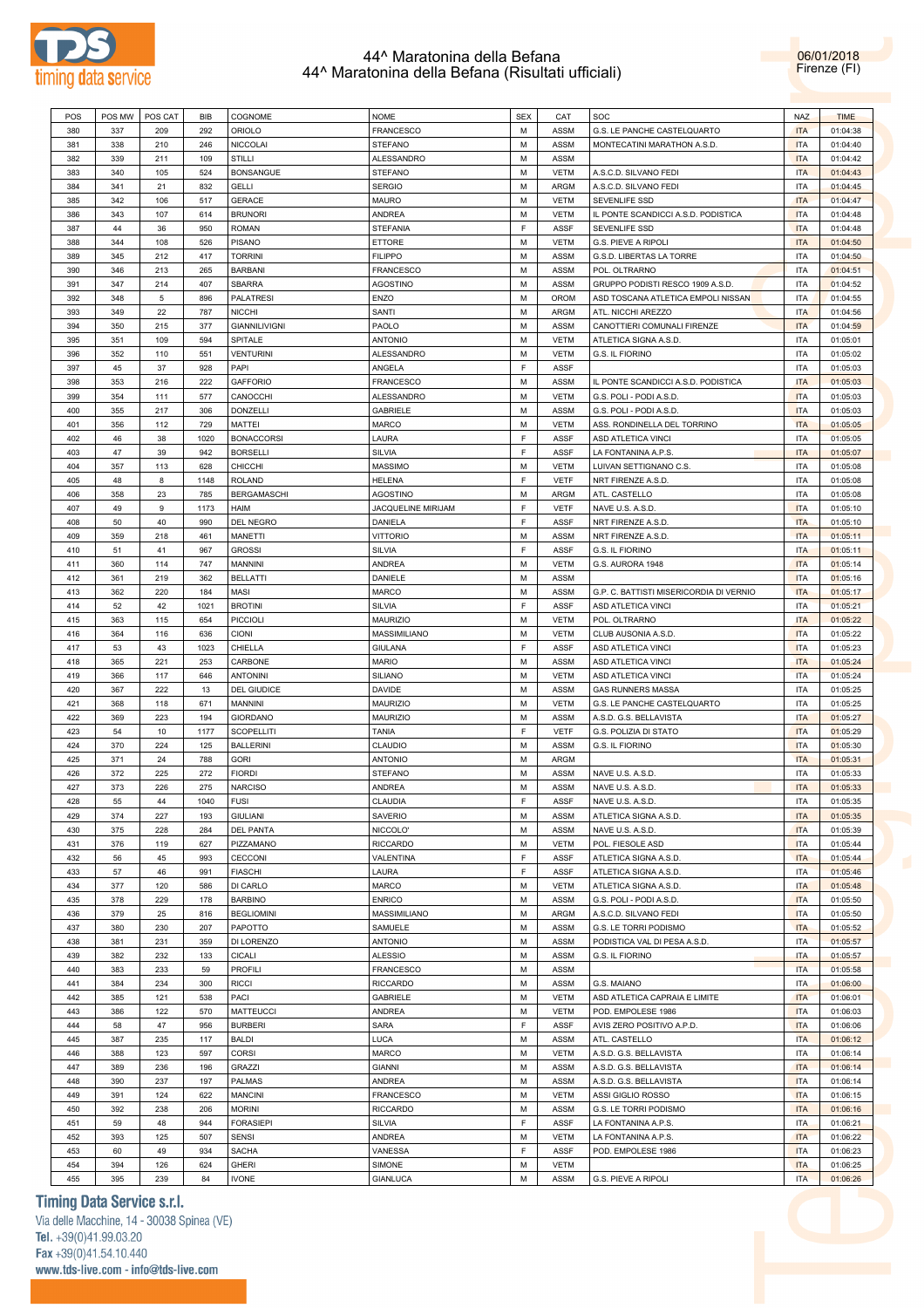# 44^ Maratonina della Befana
## 44^ Maratonina della Befana (Risultati ufficiali)

06/01/2018
Firenze (FI)

| POS | POS MW | POS CAT | BIB | COGNOME | NOME | SEX | CAT | SOC | NAZ | TIME |
|---|---|---|---|---|---|---|---|---|---|---|
| 380 | 337 | 209 | 292 | ORIOLO | FRANCESCO | M | ASSM | G.S. LE PANCHE CASTELQUARTO | ITA | 01:04:38 |
| 381 | 338 | 210 | 246 | NICCOLAI | STEFANO | M | ASSM | MONTECATINI MARATHON A.S.D. | ITA | 01:04:40 |
| 382 | 339 | 211 | 109 | STILLI | ALESSANDRO | M | ASSM | | ITA | 01:04:42 |
| 383 | 340 | 105 | 524 | BONSANGUE | STEFANO | M | VETM | A.S.C.D. SILVANO FEDI | ITA | 01:04:43 |
| 384 | 341 | 21 | 832 | GELLI | SERGIO | M | ARGM | A.S.C.D. SILVANO FEDI | ITA | 01:04:45 |
| 385 | 342 | 106 | 517 | GERACE | MAURO | M | VETM | SEVENLIFE SSD | ITA | 01:04:47 |
| 386 | 343 | 107 | 614 | BRUNORI | ANDREA | M | VETM | IL PONTE SCANDICCI A.S.D. PODISTICA | ITA | 01:04:48 |
| 387 | 44 | 36 | 950 | ROMAN | STEFANIA | F | ASSF | SEVENLIFE SSD | ITA | 01:04:48 |
| 388 | 344 | 108 | 526 | PISANO | ETTORE | M | VETM | G.S. PIEVE A RIPOLI | ITA | 01:04:50 |
| 389 | 345 | 212 | 417 | TORRINI | FILIPPO | M | ASSM | G.S.D. LIBERTAS LA TORRE | ITA | 01:04:50 |
| 390 | 346 | 213 | 265 | BARBANI | FRANCESCO | M | ASSM | POL. OLTRARNO | ITA | 01:04:51 |
| 391 | 347 | 214 | 407 | SBARRA | AGOSTINO | M | ASSM | GRUPPO PODISTI RESCO 1909 A.S.D. | ITA | 01:04:52 |
| 392 | 348 | 5 | 896 | PALATRESI | ENZO | M | OROM | ASD TOSCANA ATLETICA EMPOLI NISSAN | ITA | 01:04:55 |
| 393 | 349 | 22 | 787 | NICCHI | SANTI | M | ARGM | ATL. NICCHI AREZZO | ITA | 01:04:56 |
| 394 | 350 | 215 | 377 | GIANNILIVIGNI | PAOLO | M | ASSM | CANOTTIERI COMUNALI FIRENZE | ITA | 01:04:59 |
| 395 | 351 | 109 | 594 | SPITALE | ANTONIO | M | VETM | ATLETICA SIGNA A.S.D. | ITA | 01:05:01 |
| 396 | 352 | 110 | 551 | VENTURINI | ALESSANDRO | M | VETM | G.S. IL FIORINO | ITA | 01:05:02 |
| 397 | 45 | 37 | 928 | PAPI | ANGELA | F | ASSF | | ITA | 01:05:03 |
| 398 | 353 | 216 | 222 | GAFFORIO | FRANCESCO | M | ASSM | IL PONTE SCANDICCI A.S.D. PODISTICA | ITA | 01:05:03 |
| 399 | 354 | 111 | 577 | CANOCCHI | ALESSANDRO | M | VETM | G.S. POLI - PODI A.S.D. | ITA | 01:05:03 |
| 400 | 355 | 217 | 306 | DONZELLI | GABRIELE | M | ASSM | G.S. POLI - PODI A.S.D. | ITA | 01:05:03 |
| 401 | 356 | 112 | 729 | MATTEI | MARCO | M | VETM | ASS. RONDINELLA DEL TORRINO | ITA | 01:05:05 |
| 402 | 46 | 38 | 1020 | BONACCORSI | LAURA | F | ASSF | ASD ATLETICA VINCI | ITA | 01:05:05 |
| 403 | 47 | 39 | 942 | BORSELLI | SILVIA | F | ASSF | LA FONTANINA A.P.S. | ITA | 01:05:07 |
| 404 | 357 | 113 | 628 | CHICCHI | MASSIMO | M | VETM | LUIVAN SETTIGNANO C.S. | ITA | 01:05:08 |
| 405 | 48 | 8 | 1148 | ROLAND | HELENA | F | VETF | NRT FIRENZE A.S.D. | ITA | 01:05:08 |
| 406 | 358 | 23 | 785 | BERGAMASCHI | AGOSTINO | M | ARGM | ATL. CASTELLO | ITA | 01:05:08 |
| 407 | 49 | 9 | 1173 | HAIM | JACQUELINE MIRIJAM | F | VETF | NAVE U.S. A.S.D. | ITA | 01:05:10 |
| 408 | 50 | 40 | 990 | DEL NEGRO | DANIELA | F | ASSF | NRT FIRENZE A.S.D. | ITA | 01:05:10 |
| 409 | 359 | 218 | 461 | MANETTI | VITTORIO | M | ASSM | NRT FIRENZE A.S.D. | ITA | 01:05:11 |
| 410 | 51 | 41 | 967 | GROSSI | SILVIA | F | ASSF | G.S. IL FIORINO | ITA | 01:05:11 |
| 411 | 360 | 114 | 747 | MANNINI | ANDREA | M | VETM | G.S. AURORA 1948 | ITA | 01:05:14 |
| 412 | 361 | 219 | 362 | BELLATTI | DANIELE | M | ASSM | | ITA | 01:05:16 |
| 413 | 362 | 220 | 184 | MASI | MARCO | M | ASSM | G.P. C. BATTISTI MISERICORDIA DI VERNIO | ITA | 01:05:17 |
| 414 | 52 | 42 | 1021 | BROTINI | SILVIA | F | ASSF | ASD ATLETICA VINCI | ITA | 01:05:21 |
| 415 | 363 | 115 | 654 | PICCIOLI | MAURIZIO | M | VETM | POL. OLTRARNO | ITA | 01:05:22 |
| 416 | 364 | 116 | 636 | CIONI | MASSIMILIANO | M | VETM | CLUB AUSONIA A.S.D. | ITA | 01:05:22 |
| 417 | 53 | 43 | 1023 | CHIELLA | GIULANA | F | ASSF | ASD ATLETICA VINCI | ITA | 01:05:23 |
| 418 | 365 | 221 | 253 | CARBONE | MARIO | M | ASSM | ASD ATLETICA VINCI | ITA | 01:05:24 |
| 419 | 366 | 117 | 646 | ANTONINI | SILIANO | M | VETM | ASD ATLETICA VINCI | ITA | 01:05:24 |
| 420 | 367 | 222 | 13 | DEL GIUDICE | DAVIDE | M | ASSM | GAS RUNNERS MASSA | ITA | 01:05:25 |
| 421 | 368 | 118 | 671 | MANNINI | MAURIZIO | M | VETM | G.S. LE PANCHE CASTELQUARTO | ITA | 01:05:25 |
| 422 | 369 | 223 | 194 | GIORDANO | MAURIZIO | M | ASSM | A.S.D. G.S. BELLAVISTA | ITA | 01:05:27 |
| 423 | 54 | 10 | 1177 | SCOPELLITI | TANIA | F | VETF | G.S. POLIZIA DI STATO | ITA | 01:05:29 |
| 424 | 370 | 224 | 125 | BALLERINI | CLAUDIO | M | ASSM | G.S. IL FIORINO | ITA | 01:05:30 |
| 425 | 371 | 24 | 788 | GORI | ANTONIO | M | ARGM | | ITA | 01:05:31 |
| 426 | 372 | 225 | 272 | FIORDI | STEFANO | M | ASSM | NAVE U.S. A.S.D. | ITA | 01:05:33 |
| 427 | 373 | 226 | 275 | NARCISO | ANDREA | M | ASSM | NAVE U.S. A.S.D. | ITA | 01:05:33 |
| 428 | 55 | 44 | 1040 | FUSI | CLAUDIA | F | ASSF | NAVE U.S. A.S.D. | ITA | 01:05:35 |
| 429 | 374 | 227 | 193 | GIULIANI | SAVERIO | M | ASSM | ATLETICA SIGNA A.S.D. | ITA | 01:05:35 |
| 430 | 375 | 228 | 284 | DEL PANTA | NICCOLO' | M | ASSM | NAVE U.S. A.S.D. | ITA | 01:05:39 |
| 431 | 376 | 119 | 627 | PIZZAMANO | RICCARDO | M | VETM | POL. FIESOLE ASD | ITA | 01:05:44 |
| 432 | 56 | 45 | 993 | CECCONI | VALENTINA | F | ASSF | ATLETICA SIGNA A.S.D. | ITA | 01:05:44 |
| 433 | 57 | 46 | 991 | FIASCHI | LAURA | F | ASSF | ATLETICA SIGNA A.S.D. | ITA | 01:05:46 |
| 434 | 377 | 120 | 586 | DI CARLO | MARCO | M | VETM | ATLETICA SIGNA A.S.D. | ITA | 01:05:48 |
| 435 | 378 | 229 | 178 | BARBINO | ENRICO | M | ASSM | G.S. POLI - PODI A.S.D. | ITA | 01:05:50 |
| 436 | 379 | 25 | 816 | BEGLIOMINI | MASSIMILIANO | M | ARGM | A.S.C.D. SILVANO FEDI | ITA | 01:05:50 |
| 437 | 380 | 230 | 207 | PAPOTTO | SAMUELE | M | ASSM | G.S. LE TORRI PODISMO | ITA | 01:05:52 |
| 438 | 381 | 231 | 359 | DI LORENZO | ANTONIO | M | ASSM | PODISTICA VAL DI PESA A.S.D. | ITA | 01:05:57 |
| 439 | 382 | 232 | 133 | CICALI | ALESSIO | M | ASSM | G.S. IL FIORINO | ITA | 01:05:57 |
| 440 | 383 | 233 | 59 | PROFILI | FRANCESCO | M | ASSM | | ITA | 01:05:58 |
| 441 | 384 | 234 | 300 | RICCI | RICCARDO | M | ASSM | G.S. MAIANO | ITA | 01:06:00 |
| 442 | 385 | 121 | 538 | PACI | GABRIELE | M | VETM | ASD ATLETICA CAPRAIA E LIMITE | ITA | 01:06:01 |
| 443 | 386 | 122 | 570 | MATTEUCCI | ANDREA | M | VETM | POD. EMPOLESE 1986 | ITA | 01:06:03 |
| 444 | 58 | 47 | 956 | BURBERI | SARA | F | ASSF | AVIS ZERO POSITIVO A.P.D. | ITA | 01:06:06 |
| 445 | 387 | 235 | 117 | BALDI | LUCA | M | ASSM | ATL. CASTELLO | ITA | 01:06:12 |
| 446 | 388 | 123 | 597 | CORSI | MARCO | M | VETM | A.S.D. G.S. BELLAVISTA | ITA | 01:06:14 |
| 447 | 389 | 236 | 196 | GRAZZI | GIANNI | M | ASSM | A.S.D. G.S. BELLAVISTA | ITA | 01:06:14 |
| 448 | 390 | 237 | 197 | PALMAS | ANDREA | M | ASSM | A.S.D. G.S. BELLAVISTA | ITA | 01:06:14 |
| 449 | 391 | 124 | 622 | MANCINI | FRANCESCO | M | VETM | ASSI GIGLIO ROSSO | ITA | 01:06:15 |
| 450 | 392 | 238 | 206 | MORINI | RICCARDO | M | ASSM | G.S. LE TORRI PODISMO | ITA | 01:06:16 |
| 451 | 59 | 48 | 944 | FORASIEPI | SILVIA | F | ASSF | LA FONTANINA A.P.S. | ITA | 01:06:21 |
| 452 | 393 | 125 | 507 | SENSI | ANDREA | M | VETM | LA FONTANINA A.P.S. | ITA | 01:06:22 |
| 453 | 60 | 49 | 934 | SACHA | VANESSA | F | ASSF | POD. EMPOLESE 1986 | ITA | 01:06:23 |
| 454 | 394 | 126 | 624 | GHERI | SIMONE | M | VETM | | ITA | 01:06:25 |
| 455 | 395 | 239 | 84 | IVONE | GIANLUCA | M | ASSM | G.S. PIEVE A RIPOLI | ITA | 01:06:26 |

**Timing Data Service s.r.l.**
Via delle Macchine, 14 - 30038 Spinea (VE)
Tel. +39(0)41.99.03.20
Fax +39(0)41.54.10.440
www.tds-live.com - info@tds-live.com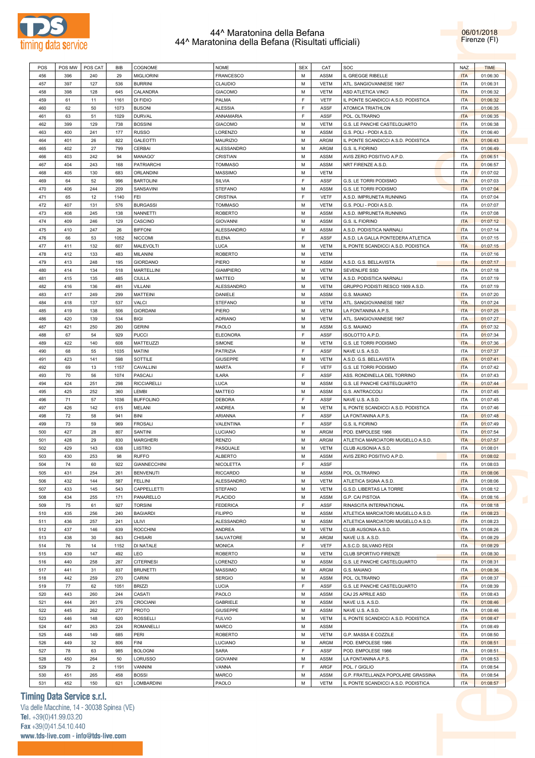# 44^ Maratonina della Befana
# 44^ Maratonina della Befana (Risultati ufficiali)

06/01/2018
Firenze (FI)

| POS | POS MW | POS CAT | BIB | COGNOME | NOME | SEX | CAT | SOC | NAZ | TIME |
|---|---|---|---|---|---|---|---|---|---|---|
| 456 | 396 | 240 | 29 | MIGLIORINI | FRANCESCO | M | ASSM | IL GREGGE RIBELLE | ITA | 01:06:30 |
| 457 | 397 | 127 | 536 | BURRINI | CLAUDIO | M | VETM | ATL. SANGIOVANNESE 1967 | ITA | 01:06:31 |
| 458 | 398 | 128 | 645 | CALANDRA | GIACOMO | M | VETM | ASD ATLETICA VINCI | ITA | 01:06:32 |
| 459 | 61 | 11 | 1161 | DI FIDIO | PALMA | F | VETF | IL PONTE SCANDICCI A.S.D. PODISTICA | ITA | 01:06:32 |
| 460 | 62 | 50 | 1073 | BUSONI | ALESSIA | F | ASSF | ATOMICA TRIATHLON | ITA | 01:06:35 |
| 461 | 63 | 51 | 1029 | DURVAL | ANNAMARIA | F | ASSF | POL. OLTRARNO | ITA | 01:06:35 |
| 462 | 399 | 129 | 738 | BOSSINI | GIACOMO | M | VETM | G.S. LE PANCHE CASTELQUARTO | ITA | 01:06:38 |
| 463 | 400 | 241 | 177 | RUSSO | LORENZO | M | ASSM | G.S. POLI - PODI A.S.D. | ITA | 01:06:40 |
| 464 | 401 | 26 | 822 | GALEOTTI | MAURIZIO | M | ARGM | IL PONTE SCANDICCI A.S.D. PODISTICA | ITA | 01:06:43 |
| 465 | 402 | 27 | 799 | CERBAI | ALESSANDRO | M | ARGM | G.S. IL FIORINO | ITA | 01:06:49 |
| 466 | 403 | 242 | 94 | MANAGO' | CRISTIAN | M | ASSM | AVIS ZERO POSITIVO A.P.D. | ITA | 01:06:51 |
| 467 | 404 | 243 | 168 | PATRIARCHI | TOMMASO | M | ASSM | NRT FIRENZE A.S.D. | ITA | 01:06:57 |
| 468 | 405 | 130 | 683 | ORLANDINI | MASSIMO | M | VETM |  | ITA | 01:07:02 |
| 469 | 64 | 52 | 996 | BARTOLINI | SILVIA | F | ASSF | G.S. LE TORRI PODISMO | ITA | 01:07:03 |
| 470 | 406 | 244 | 209 | SANSAVINI | STEFANO | M | ASSM | G.S. LE TORRI PODISMO | ITA | 01:07:04 |
| 471 | 65 | 12 | 1140 | FEI | CRISTINA | F | VETF | A.S.D. IMPRUNETA RUNNING | ITA | 01:07:04 |
| 472 | 407 | 131 | 576 | BURGASSI | TOMMASO | M | VETM | G.S. POLI - PODI A.S.D. | ITA | 01:07:07 |
| 473 | 408 | 245 | 138 | NANNETTI | ROBERTO | M | ASSM | A.S.D. IMPRUNETA RUNNING | ITA | 01:07:08 |
| 474 | 409 | 246 | 129 | CASCINO | GIOVANNI | M | ASSM | G.S. IL FIORINO | ITA | 01:07:12 |
| 475 | 410 | 247 | 26 | BIFFONI | ALESSANDRO | M | ASSM | A.S.D. PODISTICA NARNALI | ITA | 01:07:14 |
| 476 | 66 | 53 | 1052 | NICCOMI | ELENA | F | ASSF | A.S.D. LA GALLA PONTEDERA ATLETICA | ITA | 01:07:15 |
| 477 | 411 | 132 | 607 | MALEVOLTI | LUCA | M | VETM | IL PONTE SCANDICCI A.S.D. PODISTICA | ITA | 01:07:15 |
| 478 | 412 | 133 | 483 | MILANINI | ROBERTO | M | VETM |  | ITA | 01:07:16 |
| 479 | 413 | 248 | 195 | GIORDANO | PIERO | M | ASSM | A.S.D. G.S. BELLAVISTA | ITA | 01:07:17 |
| 480 | 414 | 134 | 518 | MARTELLINI | GIAMPIERO | M | VETM | SEVENLIFE SSD | ITA | 01:07:18 |
| 481 | 415 | 135 | 485 | CIULLA | MATTEO | M | VETM | A.S.D. PODISTICA NARNALI | ITA | 01:07:19 |
| 482 | 416 | 136 | 491 | VILLANI | ALESSANDRO | M | VETM | GRUPPO PODISTI RESCO 1909 A.S.D. | ITA | 01:07:19 |
| 483 | 417 | 249 | 299 | MATTEINI | DANIELE | M | ASSM | G.S. MAIANO | ITA | 01:07:20 |
| 484 | 418 | 137 | 537 | VALCI | STEFANO | M | VETM | ATL. SANGIOVANNESE 1967 | ITA | 01:07:24 |
| 485 | 419 | 138 | 506 | GIORDANI | PIERO | M | VETM | LA FONTANINA A.P.S. | ITA | 01:07:25 |
| 486 | 420 | 139 | 534 | BIGI | ADRIANO | M | VETM | ATL. SANGIOVANNESE 1967 | ITA | 01:07:27 |
| 487 | 421 | 250 | 260 | GERINI | PAOLO | M | ASSM | G.S. MAIANO | ITA | 01:07:32 |
| 488 | 67 | 54 | 929 | PUCCI | ELEONORA | F | ASSF | ISOLOTTO A.P.D. | ITA | 01:07:34 |
| 489 | 422 | 140 | 608 | MATTEUZZI | SIMONE | M | VETM | G.S. LE TORRI PODISMO | ITA | 01:07:36 |
| 490 | 68 | 55 | 1035 | MATINI | PATRIZIA | F | ASSF | NAVE U.S. A.S.D. | ITA | 01:07:37 |
| 491 | 423 | 141 | 598 | SOTTILE | GIUSEPPE | M | VETM | A.S.D. G.S. BELLAVISTA | ITA | 01:07:41 |
| 492 | 69 | 13 | 1157 | CAVALLINI | MARTA | F | VETF | G.S. LE TORRI PODISMO | ITA | 01:07:42 |
| 493 | 70 | 56 | 1074 | PASCALI | ILARA | F | ASSF | ASS. RONDINELLA DEL TORRINO | ITA | 01:07:43 |
| 494 | 424 | 251 | 298 | RICCIARELLI | LUCA | M | ASSM | G.S. LE PANCHE CASTELQUARTO | ITA | 01:07:44 |
| 495 | 425 | 252 | 360 | LEMBI | MATTEO | M | ASSM | G.S. ANTRACCOLI | ITA | 01:07:45 |
| 496 | 71 | 57 | 1036 | BUFFOLINO | DEBORA | F | ASSF | NAVE U.S. A.S.D. | ITA | 01:07:45 |
| 497 | 426 | 142 | 615 | MELANI | ANDREA | M | VETM | IL PONTE SCANDICCI A.S.D. PODISTICA | ITA | 01:07:46 |
| 498 | 72 | 58 | 941 | BINI | ARIANNA | F | ASSF | LA FONTANINA A.P.S. | ITA | 01:07:48 |
| 499 | 73 | 59 | 969 | FROSALI | VALENTINA | F | ASSF | G.S. IL FIORINO | ITA | 01:07:49 |
| 500 | 427 | 28 | 807 | SANTINI | LUCIANO | M | ARGM | POD. EMPOLESE 1986 | ITA | 01:07:54 |
| 501 | 428 | 29 | 830 | MARGHERI | RENZO | M | ARGM | ATLETICA MARCIATORI MUGELLO A.S.D. | ITA | 01:07:57 |
| 502 | 429 | 143 | 638 | LIISTRO | PASQUALE | M | VETM | CLUB AUSONIA A.S.D. | ITA | 01:08:01 |
| 503 | 430 | 253 | 98 | RUFFO | ALBERTO | M | ASSM | AVIS ZERO POSITIVO A.P.D. | ITA | 01:08:02 |
| 504 | 74 | 60 | 922 | GIANNECCHINI | NICOLETTA | F | ASSF |  | ITA | 01:08:03 |
| 505 | 431 | 254 | 261 | BENVENUTI | RICCARDO | M | ASSM | POL. OLTRARNO | ITA | 01:08:06 |
| 506 | 432 | 144 | 587 | FELLINI | ALESSANDRO | M | VETM | ATLETICA SIGNA A.S.D. | ITA | 01:08:06 |
| 507 | 433 | 145 | 543 | CAPPELLETTI | STEFANO | M | VETM | G.S.D. LIBERTAS LA TORRE | ITA | 01:08:12 |
| 508 | 434 | 255 | 171 | PANARELLO | PLACIDO | M | ASSM | G.P. CAI PISTOIA | ITA | 01:08:16 |
| 509 | 75 | 61 | 927 | TORSINI | FEDERICA | F | ASSF | RINASCITA INTERNATIONAL | ITA | 01:08:18 |
| 510 | 435 | 256 | 240 | BAGIARDI | FILIPPO | M | ASSM | ATLETICA MARCIATORI MUGELLO A.S.D. | ITA | 01:08:23 |
| 511 | 436 | 257 | 241 | ULIVI | ALESSANDRO | M | ASSM | ATLETICA MARCIATORI MUGELLO A.S.D. | ITA | 01:08:23 |
| 512 | 437 | 146 | 639 | ROCCHINI | ANDREA | M | VETM | CLUB AUSONIA A.S.D. | ITA | 01:08:26 |
| 513 | 438 | 30 | 843 | CHISARI | SALVATORE | M | ARGM | NAVE U.S. A.S.D. | ITA | 01:08:29 |
| 514 | 76 | 14 | 1152 | DI NATALE | MONICA | F | VETF | A.S.C.D. SILVANO FEDI | ITA | 01:08:29 |
| 515 | 439 | 147 | 492 | LEO | ROBERTO | M | VETM | CLUB SPORTIVO FIRENZE | ITA | 01:08:30 |
| 516 | 440 | 258 | 287 | CITERNESI | LORENZO | M | ASSM | G.S. LE PANCHE CASTELQUARTO | ITA | 01:08:31 |
| 517 | 441 | 31 | 837 | BRUNETTI | MASSIMO | M | ARGM | G.S. MAIANO | ITA | 01:08:36 |
| 518 | 442 | 259 | 270 | CARINI | SERGIO | M | ASSM | POL. OLTRARNO | ITA | 01:08:37 |
| 519 | 77 | 62 | 1051 | BRIZZI | LUCIA | F | ASSF | G.S. LE PANCHE CASTELQUARTO | ITA | 01:08:39 |
| 520 | 443 | 260 | 244 | CASATI | PAOLO | M | ASSM | CAJ 25 APRILE ASD | ITA | 01:08:43 |
| 521 | 444 | 261 | 276 | CROCIANI | GABRIELE | M | ASSM | NAVE U.S. A.S.D. | ITA | 01:08:46 |
| 522 | 445 | 262 | 277 | PROTO | GIUSEPPE | M | ASSM | NAVE U.S. A.S.D. | ITA | 01:08:46 |
| 523 | 446 | 148 | 620 | ROSSELLI | FULVIO | M | VETM | IL PONTE SCANDICCI A.S.D. PODISTICA | ITA | 01:08:47 |
| 524 | 447 | 263 | 224 | ROMANELLI | MARCO | M | ASSM |  | ITA | 01:08:49 |
| 525 | 448 | 149 | 685 | PERI | ROBERTO | M | VETM | G.P. MASSA E COZZILE | ITA | 01:08:50 |
| 526 | 449 | 32 | 806 | FINI | LUCIANO | M | ARGM | POD. EMPOLESE 1986 | ITA | 01:08:51 |
| 527 | 78 | 63 | 985 | BOLOGNI | SARA | F | ASSF | POD. EMPOLESE 1986 | ITA | 01:08:51 |
| 528 | 450 | 264 | 50 | LORUSSO | GIOVANNI | M | ASSM | LA FONTANINA A.P.S. | ITA | 01:08:53 |
| 529 | 79 | 2 | 1191 | VANNINI | VANNA | F | ARGF | POL. I' GIGLIO | ITA | 01:08:54 |
| 530 | 451 | 265 | 458 | BOSSI | MARCO | M | ASSM | G.P. FRATELLANZA POPOLARE GRASSINA | ITA | 01:08:54 |
| 531 | 452 | 150 | 621 | LOMBARDINI | PAOLO | M | VETM | IL PONTE SCANDICCI A.S.D. PODISTICA | ITA | 01:08:57 |

**Timing Data Service s.r.l.**
Via delle Macchine, 14 - 30038 Spinea (VE)
Tel. +39(0)41.99.03.20
Fax +39(0)41.54.10.440
www.tds-live.com - info@tds-live.com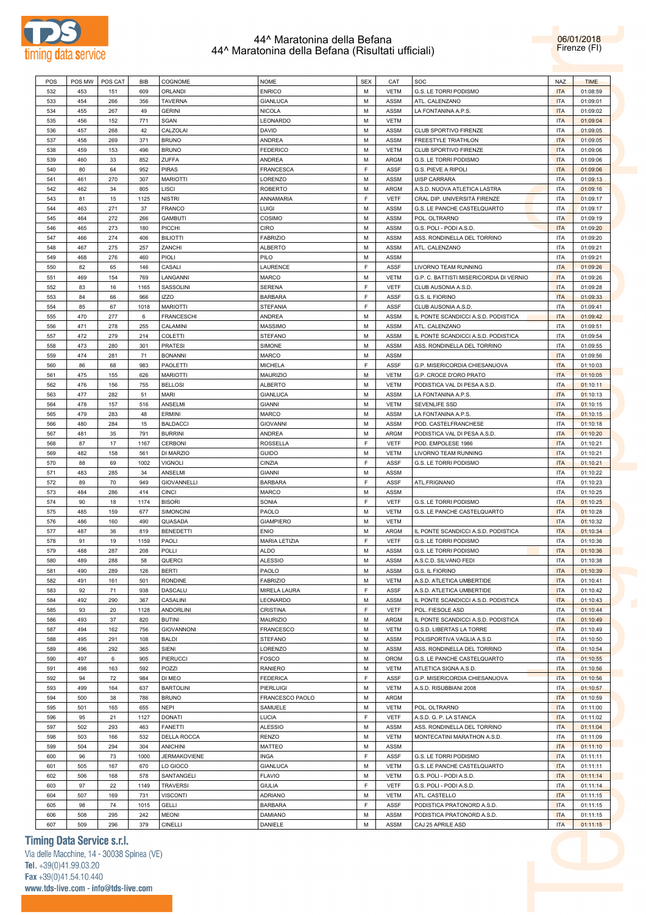# 44^ Maratonina della Befana
## 44^ Maratonina della Befana (Risultati ufficiali)

06/01/2018
Firenze (FI)

| POS | POS MW | POS CAT | BIB | COGNOME | NOME | SEX | CAT | SOC | NAZ | TIME |
|---|---|---|---|---|---|---|---|---|---|---|
| 532 | 453 | 151 | 609 | ORLANDI | ENRICO | M | VETM | G.S. LE TORRI PODISMO | ITA | 01:08:59 |
| 533 | 454 | 266 | 356 | TAVERNA | GIANLUCA | M | ASSM | ATL. CALENZANO | ITA | 01:09:01 |
| 534 | 455 | 267 | 49 | GERINI | NICOLA | M | ASSM | LA FONTANINA A.P.S. | ITA | 01:09:02 |
| 535 | 456 | 152 | 771 | SGAN | LEONARDO | M | VETM | | ITA | 01:09:04 |
| 536 | 457 | 268 | 42 | CALZOLAI | DAVID | M | ASSM | CLUB SPORTIVO FIRENZE | ITA | 01:09:05 |
| 537 | 458 | 269 | 371 | BRUNO | ANDREA | M | ASSM | FREESTYLE TRIATHLON | ITA | 01:09:05 |
| 538 | 459 | 153 | 496 | BRUNO | FEDERICO | M | VETM | CLUB SPORTIVO FIRENZE | ITA | 01:09:06 |
| 539 | 460 | 33 | 852 | ZUFFA | ANDREA | M | ARGM | G.S. LE TORRI PODISMO | ITA | 01:09:06 |
| 540 | 80 | 64 | 952 | PIRAS | FRANCESCA | F | ASSF | G.S. PIEVE A RIPOLI | ITA | 01:09:06 |
| 541 | 461 | 270 | 307 | MARIOTTI | LORENZO | M | ASSM | UISP CARRARA | ITA | 01:09:13 |
| 542 | 462 | 34 | 805 | LISCI | ROBERTO | M | ARGM | A.S.D. NUOVA ATLETICA LASTRA | ITA | 01:09:16 |
| 543 | 81 | 15 | 1125 | NISTRI | ANNAMARIA | F | VETF | CRAL DIP. UNIVERSITÀ FIRENZE | ITA | 01:09:17 |
| 544 | 463 | 271 | 37 | FRANCO | LUIGI | M | ASSM | G.S. LE PANCHE CASTELQUARTO | ITA | 01:09:17 |
| 545 | 464 | 272 | 266 | GAMBUTI | COSIMO | M | ASSM | POL. OLTRARNO | ITA | 01:09:19 |
| 546 | 465 | 273 | 180 | PICCHI | CIRO | M | ASSM | G.S. POLI - PODI A.S.D. | ITA | 01:09:20 |
| 547 | 466 | 274 | 406 | BILIOTTI | FABRIZIO | M | ASSM | ASS. RONDINELLA DEL TORRINO | ITA | 01:09:20 |
| 548 | 467 | 275 | 257 | ZANCHI | ALBERTO | M | ASSM | ATL. CALENZANO | ITA | 01:09:21 |
| 549 | 468 | 276 | 460 | PIOLI | PILO | M | ASSM | | ITA | 01:09:21 |
| 550 | 82 | 65 | 146 | CASALI | LAURENCE | F | ASSF | LIVORNO TEAM RUNNING | ITA | 01:09:26 |
| 551 | 469 | 154 | 769 | LANGANNI | MARCO | M | VETM | G.P. C. BATTISTI MISERICORDIA DI VERNIO | ITA | 01:09:26 |
| 552 | 83 | 16 | 1165 | SASSOLINI | SERENA | F | VETF | CLUB AUSONIA A.S.D. | ITA | 01:09:28 |
| 553 | 84 | 66 | 966 | IZZO | BARBARA | F | ASSF | G.S. IL FIORINO | ITA | 01:09:33 |
| 554 | 85 | 67 | 1018 | MARIOTTI | STEFANIA | F | ASSF | CLUB AUSONIA A.S.D. | ITA | 01:09:41 |
| 555 | 470 | 277 | 6 | FRANCESCHI | ANDREA | M | ASSM | IL PONTE SCANDICCI A.S.D. PODISTICA | ITA | 01:09:42 |
| 556 | 471 | 278 | 255 | CALAMINI | MASSIMO | M | ASSM | ATL. CALENZANO | ITA | 01:09:51 |
| 557 | 472 | 279 | 214 | COLETTI | STEFANO | M | ASSM | IL PONTE SCANDICCI A.S.D. PODISTICA | ITA | 01:09:54 |
| 558 | 473 | 280 | 301 | PRATESI | SIMONE | M | ASSM | ASS. RONDINELLA DEL TORRINO | ITA | 01:09:55 |
| 559 | 474 | 281 | 71 | BONANNI | MARCO | M | ASSM | | ITA | 01:09:56 |
| 560 | 86 | 68 | 983 | PAOLETTI | MICHELA | F | ASSF | G.P. MISERICORDIA CHIESANUOVA | ITA | 01:10:03 |
| 561 | 475 | 155 | 626 | MARIOTTI | MAURIZIO | M | VETM | G.P. CROCE D'ORO PRATO | ITA | 01:10:05 |
| 562 | 476 | 156 | 755 | BELLOSI | ALBERTO | M | VETM | PODISTICA VAL DI PESA A.S.D. | ITA | 01:10:11 |
| 563 | 477 | 282 | 51 | MARI | GIANLUCA | M | ASSM | LA FONTANINA A.P.S. | ITA | 01:10:13 |
| 564 | 478 | 157 | 516 | ANSELMI | GIANNI | M | VETM | SEVENLIFE SSD | ITA | 01:10:15 |
| 565 | 479 | 283 | 48 | ERMINI | MARCO | M | ASSM | LA FONTANINA A.P.S. | ITA | 01:10:15 |
| 566 | 480 | 284 | 15 | BALDACCI | GIOVANNI | M | ASSM | POD. CASTELFRANCHESE | ITA | 01:10:18 |
| 567 | 481 | 35 | 791 | BURRINI | ANDREA | M | ARGM | PODISTICA VAL DI PESA A.S.D. | ITA | 01:10:20 |
| 568 | 87 | 17 | 1167 | CERBONI | ROSSELLA | F | VETF | POD. EMPOLESE 1986 | ITA | 01:10:21 |
| 569 | 482 | 158 | 561 | DI MARZIO | GUIDO | M | VETM | LIVORNO TEAM RUNNING | ITA | 01:10:21 |
| 570 | 88 | 69 | 1002 | VIGNOLI | CINZIA | F | ASSF | G.S. LE TORRI PODISMO | ITA | 01:10:21 |
| 571 | 483 | 285 | 34 | ANSELMI | GIANNI | M | ASSM | | ITA | 01:10:22 |
| 572 | 89 | 70 | 949 | GIOVANNELLI | BARBARA | F | ASSF | ATL.FRIGNANO | ITA | 01:10:23 |
| 573 | 484 | 286 | 414 | CINCI | MARCO | M | ASSM | | ITA | 01:10:25 |
| 574 | 90 | 18 | 1174 | BISORI | SONIA | F | VETF | G.S. LE TORRI PODISMO | ITA | 01:10:25 |
| 575 | 485 | 159 | 677 | SIMONCINI | PAOLO | M | VETM | G.S. LE PANCHE CASTELQUARTO | ITA | 01:10:28 |
| 576 | 486 | 160 | 490 | QUASADA | GIAMPIERO | M | VETM | | ITA | 01:10:32 |
| 577 | 487 | 36 | 819 | BENEDETTI | ENIO | M | ARGM | IL PONTE SCANDICCI A.S.D. PODISTICA | ITA | 01:10:34 |
| 578 | 91 | 19 | 1159 | PAOLI | MARIA LETIZIA | F | VETF | G.S. LE TORRI PODISMO | ITA | 01:10:36 |
| 579 | 488 | 287 | 208 | POLLI | ALDO | M | ASSM | G.S. LE TORRI PODISMO | ITA | 01:10:36 |
| 580 | 489 | 288 | 58 | QUERCI | ALESSIO | M | ASSM | A.S.C.D. SILVANO FEDI | ITA | 01:10:38 |
| 581 | 490 | 289 | 126 | BERTI | PAOLO | M | ASSM | G.S. IL FIORINO | ITA | 01:10:39 |
| 582 | 491 | 161 | 501 | RONDINE | FABRIZIO | M | VETM | A.S.D. ATLETICA UMBERTIDE | ITA | 01:10:41 |
| 583 | 92 | 71 | 938 | DASCALU | MIRELA LAURA | F | ASSF | A.S.D. ATLETICA UMBERTIDE | ITA | 01:10:42 |
| 584 | 492 | 290 | 367 | CASALINI | LEONARDO | M | ASSM | IL PONTE SCANDICCI A.S.D. PODISTICA | ITA | 01:10:43 |
| 585 | 93 | 20 | 1128 | ANDORLINI | CRISTINA | F | VETF | POL. FIESOLE ASD | ITA | 01:10:44 |
| 586 | 493 | 37 | 820 | BUTINI | MAURIZIO | M | ARGM | IL PONTE SCANDICCI A.S.D. PODISTICA | ITA | 01:10:49 |
| 587 | 494 | 162 | 756 | GIOVANNONI | FRANCESCO | M | VETM | G.S.D. LIBERTAS LA TORRE | ITA | 01:10:49 |
| 588 | 495 | 291 | 108 | BALDI | STEFANO | M | ASSM | POLISPORTIVA VAGLIA A.S.D. | ITA | 01:10:50 |
| 589 | 496 | 292 | 365 | SIENI | LORENZO | M | ASSM | ASS. RONDINELLA DEL TORRINO | ITA | 01:10:54 |
| 590 | 497 | 6 | 905 | PIERUCCI | FOSCO | M | OROM | G.S. LE PANCHE CASTELQUARTO | ITA | 01:10:55 |
| 591 | 498 | 163 | 592 | POZZI | RANIERO | M | VETM | ATLETICA SIGNA A.S.D. | ITA | 01:10:56 |
| 592 | 94 | 72 | 984 | DI MEO | FEDERICA | F | ASSF | G.P. MISERICORDIA CHIESANUOVA | ITA | 01:10:56 |
| 593 | 499 | 164 | 637 | BARTOLINI | PIERLUIGI | M | VETM | A.S.D. RISUBBIANI 2008 | ITA | 01:10:57 |
| 594 | 500 | 38 | 786 | BRUNO | FRANCESCO PAOLO | M | ARGM | | ITA | 01:10:59 |
| 595 | 501 | 165 | 655 | NEPI | SAMUELE | M | VETM | POL. OLTRARNO | ITA | 01:11:00 |
| 596 | 95 | 21 | 1127 | DONATI | LUCIA | F | VETF | A.S.D. G. P. LA STANCA | ITA | 01:11:02 |
| 597 | 502 | 293 | 463 | FANETTI | ALESSIO | M | ASSM | ASS. RONDINELLA DEL TORRINO | ITA | 01:11:04 |
| 598 | 503 | 166 | 532 | DELLA ROCCA | RENZO | M | VETM | MONTECATINI MARATHON A.S.D. | ITA | 01:11:09 |
| 599 | 504 | 294 | 304 | ANICHINI | MATTEO | M | ASSM | | ITA | 01:11:10 |
| 600 | 96 | 73 | 1000 | JERMAKOVIENE | INGA | F | ASSF | G.S. LE TORRI PODISMO | ITA | 01:11:11 |
| 601 | 505 | 167 | 670 | LO GIOCO | GIANLUCA | M | VETM | G.S. LE PANCHE CASTELQUARTO | ITA | 01:11:11 |
| 602 | 506 | 168 | 578 | SANTANGELI | FLAVIO | M | VETM | G.S. POLI - PODI A.S.D. | ITA | 01:11:14 |
| 603 | 97 | 22 | 1149 | TRAVERSI | GIULIA | F | VETF | G.S. POLI - PODI A.S.D. | ITA | 01:11:14 |
| 604 | 507 | 169 | 731 | VISCONTI | ADRIANO | M | VETM | ATL. CASTELLO | ITA | 01:11:15 |
| 605 | 98 | 74 | 1015 | GELLI | BARBARA | F | ASSF | PODISTICA PRATONORD A.S.D. | ITA | 01:11:15 |
| 606 | 508 | 295 | 242 | MEONI | DAMIANO | M | ASSM | PODISTICA PRATONORD A.S.D. | ITA | 01:11:15 |
| 607 | 509 | 296 | 379 | CINELLI | DANIELE | M | ASSM | CAJ 25 APRILE ASD | ITA | 01:11:15 |

**Timing Data Service s.r.l.**
Via delle Macchine, 14 - 30038 Spinea (VE)
Tel. +39(0)41.99.03.20
Fax +39(0)41.54.10.440
www.tds-live.com - info@tds-live.com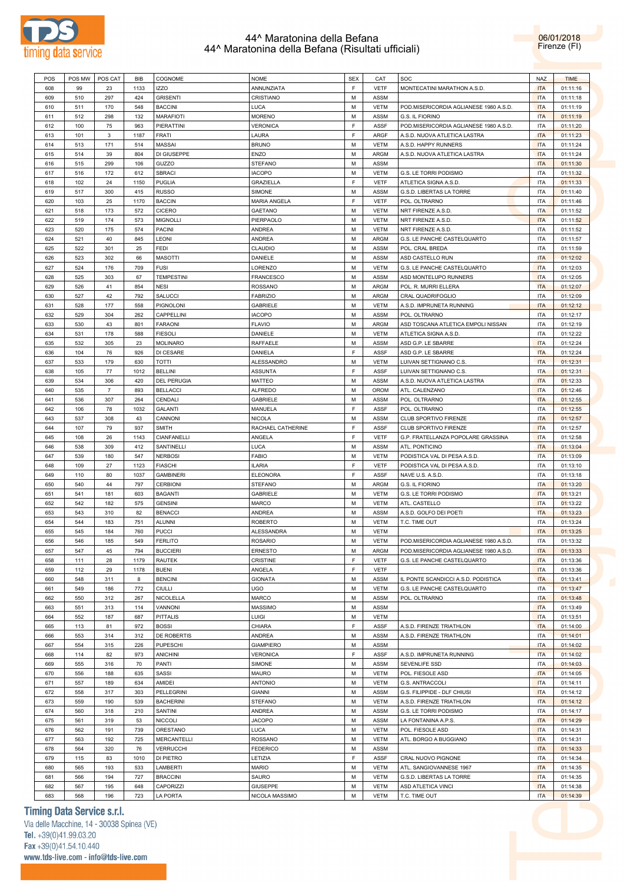# 44^ Maratonina della Befana
## 44^ Maratonina della Befana (Risultati ufficiali)

06/01/2018
Firenze (FI)

| POS | POS MW | POS CAT | BIB | COGNOME | NOME | SEX | CAT | SOC | NAZ | TIME |
|---|---|---|---|---|---|---|---|---|---|---|
| 608 | 99 | 23 | 1133 | IZZO | ANNUNZIATA | F | VETF | MONTECATINI MARATHON A.S.D. | ITA | 01:11:16 |
| 609 | 510 | 297 | 424 | GRISENTI | CRISTIANO | M | ASSM | | ITA | 01:11:18 |
| 610 | 511 | 170 | 548 | BACCINI | LUCA | M | VETM | POD.MISERICORDIA AGLIANESE 1980 A.S.D. | ITA | 01:11:19 |
| 611 | 512 | 298 | 132 | MARAFIOTI | MORENO | M | ASSM | G.S. IL FIORINO | ITA | 01:11:19 |
| 612 | 100 | 75 | 963 | PIERATTINI | VERONICA | F | ASSF | POD.MISERICORDIA AGLIANESE 1980 A.S.D. | ITA | 01:11:20 |
| 613 | 101 | 3 | 1187 | FRATI | LAURA | F | ARGF | A.S.D. NUOVA ATLETICA LASTRA | ITA | 01:11:23 |
| 614 | 513 | 171 | 514 | MASSAI | BRUNO | M | VETM | A.S.D. HAPPY RUNNERS | ITA | 01:11:24 |
| 615 | 514 | 39 | 804 | DI GIUSEPPE | ENZO | M | ARGM | A.S.D. NUOVA ATLETICA LASTRA | ITA | 01:11:24 |
| 616 | 515 | 299 | 106 | GUZZO | STEFANO | M | ASSM | | ITA | 01:11:30 |
| 617 | 516 | 172 | 612 | SBRACI | IACOPO | M | VETM | G.S. LE TORRI PODISMO | ITA | 01:11:32 |
| 618 | 102 | 24 | 1150 | PUGLIA | GRAZIELLA | F | VETF | ATLETICA SIGNA A.S.D. | ITA | 01:11:33 |
| 619 | 517 | 300 | 415 | RUSSO | SIMONE | M | ASSM | G.S.D. LIBERTAS LA TORRE | ITA | 01:11:40 |
| 620 | 103 | 25 | 1170 | BACCIN | MARIA ANGELA | F | VETF | POL. OLTRARNO | ITA | 01:11:46 |
| 621 | 518 | 173 | 572 | CICERO | GAETANO | M | VETM | NRT FIRENZE A.S.D. | ITA | 01:11:52 |
| 622 | 519 | 174 | 573 | MIGNOLLI | PIERPAOLO | M | VETM | NRT FIRENZE A.S.D. | ITA | 01:11:52 |
| 623 | 520 | 175 | 574 | PACINI | ANDREA | M | VETM | NRT FIRENZE A.S.D. | ITA | 01:11:52 |
| 624 | 521 | 40 | 845 | LEONI | ANDREA | M | ARGM | G.S. LE PANCHE CASTELQUARTO | ITA | 01:11:57 |
| 625 | 522 | 301 | 25 | FEDI | CLAUDIO | M | ASSM | POL. CRAL BREDA | ITA | 01:11:59 |
| 626 | 523 | 302 | 66 | MASOTTI | DANIELE | M | ASSM | ASD CASTELLO RUN | ITA | 01:12:02 |
| 627 | 524 | 176 | 709 | FUSI | LORENZO | M | VETM | G.S. LE PANCHE CASTELQUARTO | ITA | 01:12:03 |
| 628 | 525 | 303 | 67 | TEMPESTINI | FRANCESCO | M | ASSM | ASD MONTELUPO RUNNERS | ITA | 01:12:05 |
| 629 | 526 | 41 | 854 | NESI | ROSSANO | M | ARGM | POL. R. MURRI ELLERA | ITA | 01:12:07 |
| 630 | 527 | 42 | 792 | SALUCCI | FABRIZIO | M | ARGM | CRAL QUADRIFOGLIO | ITA | 01:12:09 |
| 631 | 528 | 177 | 558 | PIGNOLONI | GABRIELE | M | VETM | A.S.D. IMPRUNETA RUNNING | ITA | 01:12:12 |
| 632 | 529 | 304 | 262 | CAPPELLINI | IACOPO | M | ASSM | POL. OLTRARNO | ITA | 01:12:17 |
| 633 | 530 | 43 | 801 | FARAONI | FLAVIO | M | ARGM | ASD TOSCANA ATLETICA EMPOLI NISSAN | ITA | 01:12:19 |
| 634 | 531 | 178 | 588 | FIESOLI | DANIELE | M | VETM | ATLETICA SIGNA A.S.D. | ITA | 01:12:22 |
| 635 | 532 | 305 | 23 | MOLINARO | RAFFAELE | M | ASSM | ASD G.P. LE SBARRE | ITA | 01:12:24 |
| 636 | 104 | 76 | 926 | DI CESARE | DANIELA | F | ASSF | ASD G.P. LE SBARRE | ITA | 01:12:24 |
| 637 | 533 | 179 | 630 | TOTTI | ALESSANDRO | M | VETM | LUIVAN SETTIGNANO C.S. | ITA | 01:12:31 |
| 638 | 105 | 77 | 1012 | BELLINI | ASSUNTA | F | ASSF | LUIVAN SETTIGNANO C.S. | ITA | 01:12:31 |
| 639 | 534 | 306 | 420 | DEL PERUGIA | MATTEO | M | ASSM | A.S.D. NUOVA ATLETICA LASTRA | ITA | 01:12:33 |
| 640 | 535 | 7 | 893 | BELLACCI | ALFREDO | M | OROM | ATL. CALENZANO | ITA | 01:12:46 |
| 641 | 536 | 307 | 264 | CENDALI | GABRIELE | M | ASSM | POL. OLTRARNO | ITA | 01:12:55 |
| 642 | 106 | 78 | 1032 | GALANTI | MANUELA | F | ASSF | POL. OLTRARNO | ITA | 01:12:55 |
| 643 | 537 | 308 | 43 | CANNONI | NICOLA | M | ASSM | CLUB SPORTIVO FIRENZE | ITA | 01:12:57 |
| 644 | 107 | 79 | 937 | SMITH | RACHAEL CATHERINE | F | ASSF | CLUB SPORTIVO FIRENZE | ITA | 01:12:57 |
| 645 | 108 | 26 | 1143 | CIANFANELLI | ANGELA | F | VETF | G.P. FRATELLANZA POPOLARE GRASSINA | ITA | 01:12:58 |
| 646 | 538 | 309 | 412 | SANTINELLI | LUCA | M | ASSM | ATL. PONTICINO | ITA | 01:13:04 |
| 647 | 539 | 180 | 547 | NERBOSI | FABIO | M | VETM | PODISTICA VAL DI PESA A.S.D. | ITA | 01:13:09 |
| 648 | 109 | 27 | 1123 | FIASCHI | ILARIA | F | VETF | PODISTICA VAL DI PESA A.S.D. | ITA | 01:13:10 |
| 649 | 110 | 80 | 1037 | GAMBINERI | ELEONORA | F | ASSF | NAVE U.S. A.S.D. | ITA | 01:13:18 |
| 650 | 540 | 44 | 797 | CERBIONI | STEFANO | M | ARGM | G.S. IL FIORINO | ITA | 01:13:20 |
| 651 | 541 | 181 | 603 | BAGANTI | GABRIELE | M | VETM | G.S. LE TORRI PODISMO | ITA | 01:13:21 |
| 652 | 542 | 182 | 575 | GENSINI | MARCO | M | VETM | ATL. CASTELLO | ITA | 01:13:22 |
| 653 | 543 | 310 | 82 | BENACCI | ANDREA | M | ASSM | A.S.D. GOLFO DEI POETI | ITA | 01:13:23 |
| 654 | 544 | 183 | 751 | ALUNNI | ROBERTO | M | VETM | T.C. TIME OUT | ITA | 01:13:24 |
| 655 | 545 | 184 | 760 | PUCCI | ALESSANDRA | M | VETM | | ITA | 01:13:25 |
| 656 | 546 | 185 | 549 | FERLITO | ROSARIO | M | VETM | POD.MISERICORDIA AGLIANESE 1980 A.S.D. | ITA | 01:13:32 |
| 657 | 547 | 45 | 794 | BUCCIERI | ERNESTO | M | ARGM | POD.MISERICORDIA AGLIANESE 1980 A.S.D. | ITA | 01:13:33 |
| 658 | 111 | 28 | 1179 | RAUTEK | CRISTINE | F | VETF | G.S. LE PANCHE CASTELQUARTO | ITA | 01:13:36 |
| 659 | 112 | 29 | 1178 | BUENI | ANGELA | F | VETF | | ITA | 01:13:36 |
| 660 | 548 | 311 | 8 | BENCINI | GIONATA | M | ASSM | IL PONTE SCANDICCI A.S.D. PODISTICA | ITA | 01:13:41 |
| 661 | 549 | 186 | 772 | CIULLI | UGO | M | VETM | G.S. LE PANCHE CASTELQUARTO | ITA | 01:13:47 |
| 662 | 550 | 312 | 267 | NICOLELLA | MARCO | M | ASSM | POL. OLTRARNO | ITA | 01:13:48 |
| 663 | 551 | 313 | 114 | VANNONI | MASSIMO | M | ASSM | | ITA | 01:13:49 |
| 664 | 552 | 187 | 687 | PITTALIS | LUIGI | M | VETM | | ITA | 01:13:51 |
| 665 | 113 | 81 | 972 | BOSSI | CHIARA | F | ASSF | A.S.D. FIRENZE TRIATHLON | ITA | 01:14:00 |
| 666 | 553 | 314 | 312 | DE ROBERTIS | ANDREA | M | ASSM | A.S.D. FIRENZE TRIATHLON | ITA | 01:14:01 |
| 667 | 554 | 315 | 226 | PUPESCHI | GIAMPIERO | M | ASSM | | ITA | 01:14:02 |
| 668 | 114 | 82 | 973 | ANICHINI | VERONICA | F | ASSF | A.S.D. IMPRUNETA RUNNING | ITA | 01:14:02 |
| 669 | 555 | 316 | 70 | PANTI | SIMONE | M | ASSM | SEVENLIFE SSD | ITA | 01:14:03 |
| 670 | 556 | 188 | 635 | SASSI | MAURO | M | VETM | POL. FIESOLE ASD | ITA | 01:14:05 |
| 671 | 557 | 189 | 634 | AMIDEI | ANTONIO | M | VETM | G.S. ANTRACCOLI | ITA | 01:14:11 |
| 672 | 558 | 317 | 303 | PELLEGRINI | GIANNI | M | ASSM | G.S. FILIPPIDE - DLF CHIUSI | ITA | 01:14:12 |
| 673 | 559 | 190 | 539 | BACHERINI | STEFANO | M | VETM | A.S.D. FIRENZE TRIATHLON | ITA | 01:14:12 |
| 674 | 560 | 318 | 210 | SANTINI | ANDREA | M | ASSM | G.S. LE TORRI PODISMO | ITA | 01:14:17 |
| 675 | 561 | 319 | 53 | NICCOLI | JACOPO | M | ASSM | LA FONTANINA A.P.S. | ITA | 01:14:29 |
| 676 | 562 | 191 | 739 | ORESTANO | LUCA | M | VETM | POL. FIESOLE ASD | ITA | 01:14:31 |
| 677 | 563 | 192 | 725 | MERCANTELLI | ROSSANO | M | VETM | ATL. BORGO A BUGGIANO | ITA | 01:14:31 |
| 678 | 564 | 320 | 76 | VERRUCCHI | FEDERICO | M | ASSM | | ITA | 01:14:33 |
| 679 | 115 | 83 | 1010 | DI PIETRO | LETIZIA | F | ASSF | CRAL NUOVO PIGNONE | ITA | 01:14:34 |
| 680 | 565 | 193 | 533 | LAMBERTI | MARIO | M | VETM | ATL. SANGIOVANNESE 1967 | ITA | 01:14:35 |
| 681 | 566 | 194 | 727 | BRACCINI | SAURO | M | VETM | G.S.D. LIBERTAS LA TORRE | ITA | 01:14:35 |
| 682 | 567 | 195 | 648 | CAPORIZZI | GIUSEPPE | M | VETM | ASD ATLETICA VINCI | ITA | 01:14:38 |
| 683 | 568 | 196 | 723 | LA PORTA | NICOLA MASSIMO | M | VETM | T.C. TIME OUT | ITA | 01:14:39 |

**Timing Data Service s.r.l.**
Via delle Macchine, 14 - 30038 Spinea (VE)
Tel. +39(0)41.99.03.20
Fax +39(0)41.54.10.440
www.tds-live.com - info@tds-live.com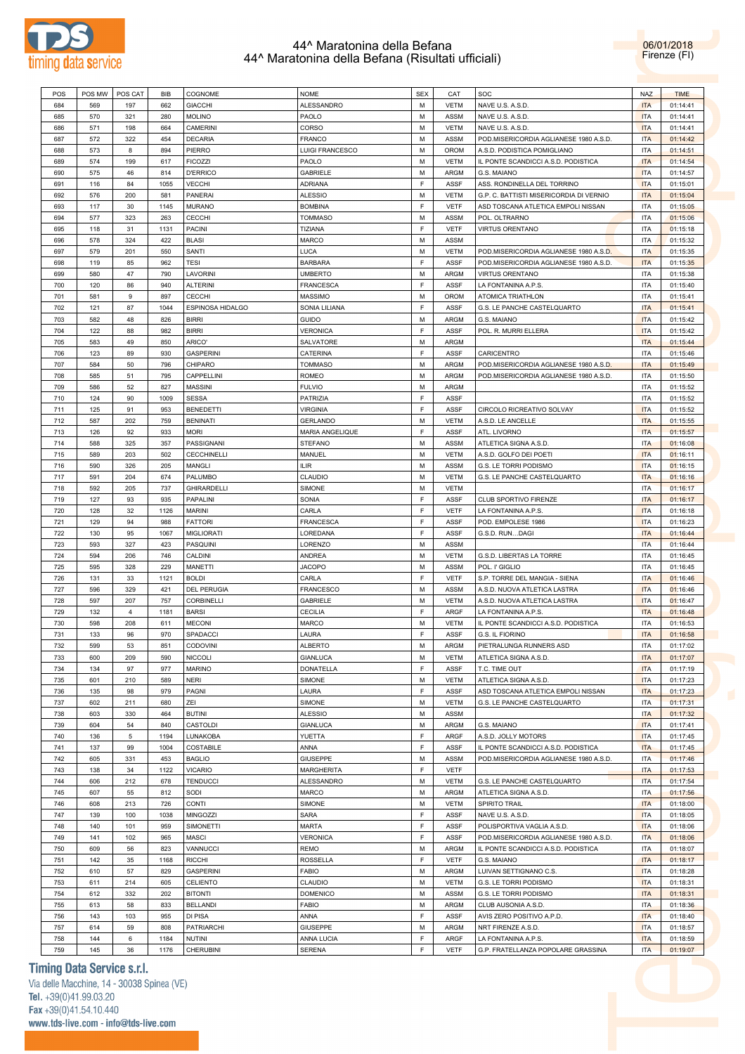# 44^ Maratonina della Befana
## 44^ Maratonina della Befana (Risultati ufficiali)

06/01/2018
Firenze (FI)

| POS | POS MW | POS CAT | BIB | COGNOME | NOME | SEX | CAT | SOC | NAZ | TIME |
|---|---|---|---|---|---|---|---|---|---|---|
| 684 | 569 | 197 | 662 | GIACCHI | ALESSANDRO | M | VETM | NAVE U.S. A.S.D. | ITA | 01:14:41 |
| 685 | 570 | 321 | 280 | MOLINO | PAOLO | M | ASSM | NAVE U.S. A.S.D. | ITA | 01:14:41 |
| 686 | 571 | 198 | 664 | CAMERINI | CORSO | M | VETM | NAVE U.S. A.S.D. | ITA | 01:14:41 |
| 687 | 572 | 322 | 454 | DECARIA | FRANCO | M | ASSM | POD.MISERICORDIA AGLIANESE 1980 A.S.D. | ITA | 01:14:42 |
| 688 | 573 | 8 | 894 | PIERRO | LUIGI FRANCESCO | M | OROM | A.S.D. PODISTICA POMIGLIANO | ITA | 01:14:51 |
| 689 | 574 | 199 | 617 | FICOZZI | PAOLO | M | VETM | IL PONTE SCANDICCI A.S.D. PODISTICA | ITA | 01:14:54 |
| 690 | 575 | 46 | 814 | D'ERRICO | GABRIELE | M | ARGM | G.S. MAIANO | ITA | 01:14:57 |
| 691 | 116 | 84 | 1055 | VECCHI | ADRIANA | F | ASSF | ASS. RONDINELLA DEL TORRINO | ITA | 01:15:01 |
| 692 | 576 | 200 | 581 | PANERAI | ALESSIO | M | VETM | G.P. C. BATTISTI MISERICORDIA DI VERNIO | ITA | 01:15:04 |
| 693 | 117 | 30 | 1145 | MURANO | BOMBINA | F | VETF | ASD TOSCANA ATLETICA EMPOLI NISSAN | ITA | 01:15:05 |
| 694 | 577 | 323 | 263 | CECCHI | TOMMASO | M | ASSM | POL. OLTRARNO | ITA | 01:15:06 |
| 695 | 118 | 31 | 1131 | PACINI | TIZIANA | F | VETF | VIRTUS ORENTANO | ITA | 01:15:18 |
| 696 | 578 | 324 | 422 | BLASI | MARCO | M | ASSM | | ITA | 01:15:32 |
| 697 | 579 | 201 | 550 | SANTI | LUCA | M | VETM | POD.MISERICORDIA AGLIANESE 1980 A.S.D. | ITA | 01:15:35 |
| 698 | 119 | 85 | 962 | TESI | BARBARA | F | ASSF | POD.MISERICORDIA AGLIANESE 1980 A.S.D. | ITA | 01:15:35 |
| 699 | 580 | 47 | 790 | LAVORINI | UMBERTO | M | ARGM | VIRTUS ORENTANO | ITA | 01:15:38 |
| 700 | 120 | 86 | 940 | ALTERINI | FRANCESCA | F | ASSF | LA FONTANINA A.P.S. | ITA | 01:15:40 |
| 701 | 581 | 9 | 897 | CECCHI | MASSIMO | M | OROM | ATOMICA TRIATHLON | ITA | 01:15:41 |
| 702 | 121 | 87 | 1044 | ESPINOSA HIDALGO | SONIA LILIANA | F | ASSF | G.S. LE PANCHE CASTELQUARTO | ITA | 01:15:41 |
| 703 | 582 | 48 | 826 | BIRRI | GUIDO | M | ARGM | G.S. MAIANO | ITA | 01:15:42 |
| 704 | 122 | 88 | 982 | BIRRI | VERONICA | F | ASSF | POL. R. MURRI ELLERA | ITA | 01:15:42 |
| 705 | 583 | 49 | 850 | ARICO' | SALVATORE | M | ARGM | | ITA | 01:15:44 |
| 706 | 123 | 89 | 930 | GASPERINI | CATERINA | F | ASSF | CARICENTRO | ITA | 01:15:46 |
| 707 | 584 | 50 | 796 | CHIPARO | TOMMASO | M | ARGM | POD.MISERICORDIA AGLIANESE 1980 A.S.D. | ITA | 01:15:49 |
| 708 | 585 | 51 | 795 | CAPPELLINI | ROMEO | M | ARGM | POD.MISERICORDIA AGLIANESE 1980 A.S.D. | ITA | 01:15:50 |
| 709 | 586 | 52 | 827 | MASSINI | FULVIO | M | ARGM | | ITA | 01:15:52 |
| 710 | 124 | 90 | 1009 | SESSA | PATRIZIA | F | ASSF | | ITA | 01:15:52 |
| 711 | 125 | 91 | 953 | BENEDETTI | VIRGINIA | F | ASSF | CIRCOLO RICREATIVO SOLVAY | ITA | 01:15:52 |
| 712 | 587 | 202 | 759 | BENINATI | GERLANDO | M | VETM | A.S.D. LE ANCELLE | ITA | 01:15:55 |
| 713 | 126 | 92 | 933 | MORI | MARIA ANGELIQUE | F | ASSF | ATL. LIVORNO | ITA | 01:15:57 |
| 714 | 588 | 325 | 357 | PASSIGNANI | STEFANO | M | ASSM | ATLETICA SIGNA A.S.D. | ITA | 01:16:08 |
| 715 | 589 | 203 | 502 | CECCHINELLI | MANUEL | M | VETM | A.S.D. GOLFO DEI POETI | ITA | 01:16:11 |
| 716 | 590 | 326 | 205 | MANGLI | ILIR | M | ASSM | G.S. LE TORRI PODISMO | ITA | 01:16:15 |
| 717 | 591 | 204 | 674 | PALUMBO | CLAUDIO | M | VETM | G.S. LE PANCHE CASTELQUARTO | ITA | 01:16:16 |
| 718 | 592 | 205 | 737 | GHIRARDELLI | SIMONE | M | VETM | | ITA | 01:16:17 |
| 719 | 127 | 93 | 935 | PAPALINI | SONIA | F | ASSF | CLUB SPORTIVO FIRENZE | ITA | 01:16:17 |
| 720 | 128 | 32 | 1126 | MARINI | CARLA | F | VETF | LA FONTANINA A.P.S. | ITA | 01:16:18 |
| 721 | 129 | 94 | 988 | FATTORI | FRANCESCA | F | ASSF | POD. EMPOLESE 1986 | ITA | 01:16:23 |
| 722 | 130 | 95 | 1067 | MIGLIORATI | LOREDANA | F | ASSF | G.S.D. RUN...DAGI | ITA | 01:16:44 |
| 723 | 593 | 327 | 423 | PASQUINI | LORENZO | M | ASSM | | ITA | 01:16:44 |
| 724 | 594 | 206 | 746 | CALDINI | ANDREA | M | VETM | G.S.D. LIBERTAS LA TORRE | ITA | 01:16:45 |
| 725 | 595 | 328 | 229 | MANETTI | JACOPO | M | ASSM | POL. I' GIGLIO | ITA | 01:16:45 |
| 726 | 131 | 33 | 1121 | BOLDI | CARLA | F | VETF | S.P. TORRE DEL MANGIA - SIENA | ITA | 01:16:46 |
| 727 | 596 | 329 | 421 | DEL PERUGIA | FRANCESCO | M | ASSM | A.S.D. NUOVA ATLETICA LASTRA | ITA | 01:16:46 |
| 728 | 597 | 207 | 757 | CORBINELLI | GABRIELE | M | VETM | A.S.D. NUOVA ATLETICA LASTRA | ITA | 01:16:47 |
| 729 | 132 | 4 | 1181 | BARSI | CECILIA | F | ARGF | LA FONTANINA A.P.S. | ITA | 01:16:48 |
| 730 | 598 | 208 | 611 | MECONI | MARCO | M | VETM | IL PONTE SCANDICCI A.S.D. PODISTICA | ITA | 01:16:53 |
| 731 | 133 | 96 | 970 | SPADACCI | LAURA | F | ASSF | G.S. IL FIORINO | ITA | 01:16:58 |
| 732 | 599 | 53 | 851 | CODOVINI | ALBERTO | M | ARGM | PIETRALUNGA RUNNERS ASD | ITA | 01:17:02 |
| 733 | 600 | 209 | 590 | NICCOLI | GIANLUCA | M | VETM | ATLETICA SIGNA A.S.D. | ITA | 01:17:07 |
| 734 | 134 | 97 | 977 | MARINO | DONATELLA | F | ASSF | T.C. TIME OUT | ITA | 01:17:19 |
| 735 | 601 | 210 | 589 | NERI | SIMONE | M | VETM | ATLETICA SIGNA A.S.D. | ITA | 01:17:23 |
| 736 | 135 | 98 | 979 | PAGNI | LAURA | F | ASSF | ASD TOSCANA ATLETICA EMPOLI NISSAN | ITA | 01:17:23 |
| 737 | 602 | 211 | 680 | ZEI | SIMONE | M | VETM | G.S. LE PANCHE CASTELQUARTO | ITA | 01:17:31 |
| 738 | 603 | 330 | 464 | BUTINI | ALESSIO | M | ASSM | | ITA | 01:17:32 |
| 739 | 604 | 54 | 840 | CASTOLDI | GIANLUCA | M | ARGM | G.S. MAIANO | ITA | 01:17:41 |
| 740 | 136 | 5 | 1194 | LUNAKOBA | YUETTA | F | ARGF | A.S.D. JOLLY MOTORS | ITA | 01:17:45 |
| 741 | 137 | 99 | 1004 | COSTABILE | ANNA | F | ASSF | IL PONTE SCANDICCI A.S.D. PODISTICA | ITA | 01:17:45 |
| 742 | 605 | 331 | 453 | BAGLIO | GIUSEPPE | M | ASSM | POD.MISERICORDIA AGLIANESE 1980 A.S.D. | ITA | 01:17:46 |
| 743 | 138 | 34 | 1122 | VICARIO | MARGHERITA | F | VETF | | ITA | 01:17:53 |
| 744 | 606 | 212 | 678 | TENDUCCI | ALESSANDRO | M | VETM | G.S. LE PANCHE CASTELQUARTO | ITA | 01:17:54 |
| 745 | 607 | 55 | 812 | SODI | MARCO | M | ARGM | ATLETICA SIGNA A.S.D. | ITA | 01:17:56 |
| 746 | 608 | 213 | 726 | CONTI | SIMONE | M | VETM | SPIRITO TRAIL | ITA | 01:18:00 |
| 747 | 139 | 100 | 1038 | MINGOZZI | SARA | F | ASSF | NAVE U.S. A.S.D. | ITA | 01:18:05 |
| 748 | 140 | 101 | 959 | SIMONETTI | MARTA | F | ASSF | POLISPORTIVA VAGLIA A.S.D. | ITA | 01:18:06 |
| 749 | 141 | 102 | 965 | MASCI | VERONICA | F | ASSF | POD.MISERICORDIA AGLIANESE 1980 A.S.D. | ITA | 01:18:06 |
| 750 | 609 | 56 | 823 | VANNUCCI | REMO | M | ARGM | IL PONTE SCANDICCI A.S.D. PODISTICA | ITA | 01:18:07 |
| 751 | 142 | 35 | 1168 | RICCHI | ROSSELLA | F | VETF | G.S. MAIANO | ITA | 01:18:17 |
| 752 | 610 | 57 | 829 | GASPERINI | FABIO | M | ARGM | LUIVAN SETTIGNANO C.S. | ITA | 01:18:28 |
| 753 | 611 | 214 | 605 | CELIENTO | CLAUDIO | M | VETM | G.S. LE TORRI PODISMO | ITA | 01:18:31 |
| 754 | 612 | 332 | 202 | BITONTI | DOMENICO | M | ASSM | G.S. LE TORRI PODISMO | ITA | 01:18:31 |
| 755 | 613 | 58 | 833 | BELLANDI | FABIO | M | ARGM | CLUB AUSONIA A.S.D. | ITA | 01:18:36 |
| 756 | 143 | 103 | 955 | DI PISA | ANNA | F | ASSF | AVIS ZERO POSITIVO A.P.D. | ITA | 01:18:40 |
| 757 | 614 | 59 | 808 | PATRIARCHI | GIUSEPPE | M | ARGM | NRT FIRENZE A.S.D. | ITA | 01:18:57 |
| 758 | 144 | 6 | 1184 | NUTINI | ANNA LUCIA | F | ARGF | LA FONTANINA A.P.S. | ITA | 01:18:59 |
| 759 | 145 | 36 | 1176 | CHERUBINI | SERENA | F | VETF | G.P. FRATELLANZA POPOLARE GRASSINA | ITA | 01:19:07 |

**Timing Data Service s.r.l.**
Via delle Macchine, 14 - 30038 Spinea (VE)
Tel. +39(0)41.99.03.20
Fax +39(0)41.54.10.440
www.tds-live.com - info@tds-live.com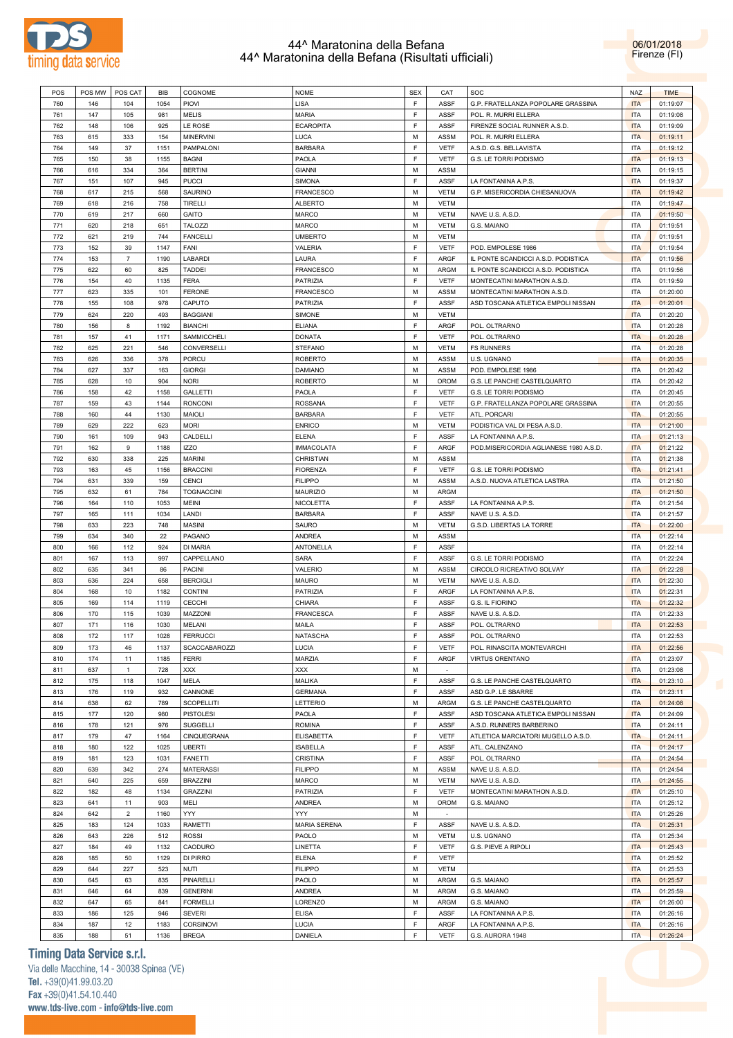# 44^ Maratonina della Befana
## 44^ Maratonina della Befana (Risultati ufficiali)

06/01/2018
Firenze (FI)

| POS | POS MW | POS CAT | BIB | COGNOME | NOME | SEX | CAT | SOC | NAZ | TIME |
|---|---|---|---|---|---|---|---|---|---|---|
| 760 | 146 | 104 | 1054 | PIOVI | LISA | F | ASSF | G.P. FRATELLANZA POPOLARE GRASSINA | ITA | 01:19:07 |
| 761 | 147 | 105 | 981 | MELIS | MARIA | F | ASSF | POL. R. MURRI ELLERA | ITA | 01:19:08 |
| 762 | 148 | 106 | 925 | LE ROSE | ECAROPITA | F | ASSF | FIRENZE SOCIAL RUNNER A.S.D. | ITA | 01:19:09 |
| 763 | 615 | 333 | 154 | MINERVINI | LUCA | M | ASSM | POL. R. MURRI ELLERA | ITA | 01:19:11 |
| 764 | 149 | 37 | 1151 | PAMPALONI | BARBARA | F | VETF | A.S.D. G.S. BELLAVISTA | ITA | 01:19:12 |
| 765 | 150 | 38 | 1155 | BAGNI | PAOLA | F | VETF | G.S. LE TORRI PODISMO | ITA | 01:19:13 |
| 766 | 616 | 334 | 364 | BERTINI | GIANNI | M | ASSM | | ITA | 01:19:15 |
| 767 | 151 | 107 | 945 | PUCCI | SIMONA | F | ASSF | LA FONTANINA A.P.S. | ITA | 01:19:37 |
| 768 | 617 | 215 | 568 | SAURINO | FRANCESCO | M | VETM | G.P. MISERICORDIA CHIESANUOVA | ITA | 01:19:42 |
| 769 | 618 | 216 | 758 | TIRELLI | ALBERTO | M | VETM | | ITA | 01:19:47 |
| 770 | 619 | 217 | 660 | GAITO | MARCO | M | VETM | NAVE U.S. A.S.D. | ITA | 01:19:50 |
| 771 | 620 | 218 | 651 | TALOZZI | MARCO | M | VETM | G.S. MAIANO | ITA | 01:19:51 |
| 772 | 621 | 219 | 744 | FANCELLI | UMBERTO | M | VETM | | ITA | 01:19:51 |
| 773 | 152 | 39 | 1147 | FANI | VALERIA | F | VETF | POD. EMPOLESE 1986 | ITA | 01:19:54 |
| 774 | 153 | 7 | 1190 | LABARDI | LAURA | F | ARGF | IL PONTE SCANDICCI A.S.D. PODISTICA | ITA | 01:19:56 |
| 775 | 622 | 60 | 825 | TADDEI | FRANCESCO | M | ARGM | IL PONTE SCANDICCI A.S.D. PODISTICA | ITA | 01:19:56 |
| 776 | 154 | 40 | 1135 | FERA | PATRIZIA | F | VETF | MONTECATINI MARATHON A.S.D. | ITA | 01:19:59 |
| 777 | 623 | 335 | 101 | FERONE | FRANCESCO | M | ASSM | MONTECATINI MARATHON A.S.D. | ITA | 01:20:00 |
| 778 | 155 | 108 | 978 | CAPUTO | PATRIZIA | F | ASSF | ASD TOSCANA ATLETICA EMPOLI NISSAN | ITA | 01:20:01 |
| 779 | 624 | 220 | 493 | BAGGIANI | SIMONE | M | VETM | | ITA | 01:20:20 |
| 780 | 156 | 8 | 1192 | BIANCHI | ELIANA | F | ARGF | POL. OLTRARNO | ITA | 01:20:28 |
| 781 | 157 | 41 | 1171 | SAMMICCHELI | DONATA | F | VETF | POL. OLTRARNO | ITA | 01:20:28 |
| 782 | 625 | 221 | 546 | CONVERSELLI | STEFANO | M | VETM | FS RUNNERS | ITA | 01:20:28 |
| 783 | 626 | 336 | 378 | PORCU | ROBERTO | M | ASSM | U.S. UGNANO | ITA | 01:20:35 |
| 784 | 627 | 337 | 163 | GIORGI | DAMIANO | M | ASSM | POD. EMPOLESE 1986 | ITA | 01:20:42 |
| 785 | 628 | 10 | 904 | NORI | ROBERTO | M | OROM | G.S. LE PANCHE CASTELQUARTO | ITA | 01:20:42 |
| 786 | 158 | 42 | 1158 | GALLETTI | PAOLA | F | VETF | G.S. LE TORRI PODISMO | ITA | 01:20:45 |
| 787 | 159 | 43 | 1144 | RONCONI | ROSSANA | F | VETF | G.P. FRATELLANZA POPOLARE GRASSINA | ITA | 01:20:55 |
| 788 | 160 | 44 | 1130 | MAIOLI | BARBARA | F | VETF | ATL. PORCARI | ITA | 01:20:55 |
| 789 | 629 | 222 | 623 | MORI | ENRICO | M | VETM | PODISTICA VAL DI PESA A.S.D. | ITA | 01:21:00 |
| 790 | 161 | 109 | 943 | CALDELLI | ELENA | F | ASSF | LA FONTANINA A.P.S. | ITA | 01:21:13 |
| 791 | 162 | 9 | 1188 | IZZO | IMMACOLATA | F | ARGF | POD.MISERICORDIA AGLIANESE 1980 A.S.D. | ITA | 01:21:22 |
| 792 | 630 | 338 | 225 | MARINI | CHRISTIAN | M | ASSM | | ITA | 01:21:38 |
| 793 | 163 | 45 | 1156 | BRACCINI | FIORENZA | F | VETF | G.S. LE TORRI PODISMO | ITA | 01:21:41 |
| 794 | 631 | 339 | 159 | CENCI | FILIPPO | M | ASSM | A.S.D. NUOVA ATLETICA LASTRA | ITA | 01:21:50 |
| 795 | 632 | 61 | 784 | TOGNACCINI | MAURIZIO | M | ARGM | | ITA | 01:21:50 |
| 796 | 164 | 110 | 1053 | MEINI | NICOLETTA | F | ASSF | LA FONTANINA A.P.S. | ITA | 01:21:54 |
| 797 | 165 | 111 | 1034 | LANDI | BARBARA | F | ASSF | NAVE U.S. A.S.D. | ITA | 01:21:57 |
| 798 | 633 | 223 | 748 | MASINI | SAURO | M | VETM | G.S.D. LIBERTAS LA TORRE | ITA | 01:22:00 |
| 799 | 634 | 340 | 22 | PAGANO | ANDREA | M | ASSM | | ITA | 01:22:14 |
| 800 | 166 | 112 | 924 | DI MARIA | ANTONELLA | F | ASSF | | ITA | 01:22:14 |
| 801 | 167 | 113 | 997 | CAPPELLANO | SARA | F | ASSF | G.S. LE TORRI PODISMO | ITA | 01:22:24 |
| 802 | 635 | 341 | 86 | PACINI | VALERIO | M | ASSM | CIRCOLO RICREATIVO SOLVAY | ITA | 01:22:28 |
| 803 | 636 | 224 | 658 | BERCIGLI | MAURO | M | VETM | NAVE U.S. A.S.D. | ITA | 01:22:30 |
| 804 | 168 | 10 | 1182 | CONTINI | PATRIZIA | F | ARGF | LA FONTANINA A.P.S. | ITA | 01:22:31 |
| 805 | 169 | 114 | 1119 | CECCHI | CHIARA | F | ASSF | G.S. IL FIORINO | ITA | 01:22:32 |
| 806 | 170 | 115 | 1039 | MAZZONI | FRANCESCA | F | ASSF | NAVE U.S. A.S.D. | ITA | 01:22:33 |
| 807 | 171 | 116 | 1030 | MELANI | MAILA | F | ASSF | POL. OLTRARNO | ITA | 01:22:53 |
| 808 | 172 | 117 | 1028 | FERRUCCI | NATASCHA | F | ASSF | POL. OLTRARNO | ITA | 01:22:53 |
| 809 | 173 | 46 | 1137 | SCACCABAROZZI | LUCIA | F | VETF | POL. RINASCITA MONTEVARCHI | ITA | 01:22:56 |
| 810 | 174 | 11 | 1185 | FERRI | MARZIA | F | ARGF | VIRTUS ORENTANO | ITA | 01:23:07 |
| 811 | 637 | 1 | 728 | XXX | XXX | M | - | | ITA | 01:23:08 |
| 812 | 175 | 118 | 1047 | MELA | MALIKA | F | ASSF | G.S. LE PANCHE CASTELQUARTO | ITA | 01:23:10 |
| 813 | 176 | 119 | 932 | CANNONE | GERMANA | F | ASSF | ASD G.P. LE SBARRE | ITA | 01:23:11 |
| 814 | 638 | 62 | 789 | SCOPELLITI | LETTERIO | M | ARGM | G.S. LE PANCHE CASTELQUARTO | ITA | 01:24:08 |
| 815 | 177 | 120 | 980 | PISTOLESI | PAOLA | F | ASSF | ASD TOSCANA ATLETICA EMPOLI NISSAN | ITA | 01:24:09 |
| 816 | 178 | 121 | 976 | SUGGELLI | ROMINA | F | ASSF | A.S.D. RUNNERS BARBERINO | ITA | 01:24:11 |
| 817 | 179 | 47 | 1164 | CINQUEGRANA | ELISABETTA | F | VETF | ATLETICA MARCIATORI MUGELLO A.S.D. | ITA | 01:24:11 |
| 818 | 180 | 122 | 1025 | UBERTI | ISABELLA | F | ASSF | ATL. CALENZANO | ITA | 01:24:17 |
| 819 | 181 | 123 | 1031 | FANETTI | CRISTINA | F | ASSF | POL. OLTRARNO | ITA | 01:24:54 |
| 820 | 639 | 342 | 274 | MATERASSI | FILIPPO | M | ASSM | NAVE U.S. A.S.D. | ITA | 01:24:54 |
| 821 | 640 | 225 | 659 | BRAZZINI | MARCO | M | VETM | NAVE U.S. A.S.D. | ITA | 01:24:55 |
| 822 | 182 | 48 | 1134 | GRAZZINI | PATRIZIA | F | VETF | MONTECATINI MARATHON A.S.D. | ITA | 01:25:10 |
| 823 | 641 | 11 | 903 | MELI | ANDREA | M | OROM | G.S. MAIANO | ITA | 01:25:12 |
| 824 | 642 | 2 | 1160 | YYY | YYY | M | - | | ITA | 01:25:26 |
| 825 | 183 | 124 | 1033 | RAMETTI | MARIA SERENA | F | ASSF | NAVE U.S. A.S.D. | ITA | 01:25:31 |
| 826 | 643 | 226 | 512 | ROSSI | PAOLO | M | VETM | U.S. UGNANO | ITA | 01:25:34 |
| 827 | 184 | 49 | 1132 | CAODURO | LINETTA | F | VETF | G.S. PIEVE A RIPOLI | ITA | 01:25:43 |
| 828 | 185 | 50 | 1129 | DI PIRRO | ELENA | F | VETF | | ITA | 01:25:52 |
| 829 | 644 | 227 | 523 | NUTI | FILIPPO | M | VETM | | ITA | 01:25:53 |
| 830 | 645 | 63 | 835 | PINARELLI | PAOLO | M | ARGM | G.S. MAIANO | ITA | 01:25:57 |
| 831 | 646 | 64 | 839 | GENERINI | ANDREA | M | ARGM | G.S. MAIANO | ITA | 01:25:59 |
| 832 | 647 | 65 | 841 | FORMELLI | LORENZO | M | ARGM | G.S. MAIANO | ITA | 01:26:00 |
| 833 | 186 | 125 | 946 | SEVERI | ELISA | F | ASSF | LA FONTANINA A.P.S. | ITA | 01:26:16 |
| 834 | 187 | 12 | 1183 | CORSINOVI | LUCIA | F | ARGF | LA FONTANINA A.P.S. | ITA | 01:26:16 |
| 835 | 188 | 51 | 1136 | BREGA | DANIELA | F | VETF | G.S. AURORA 1948 | ITA | 01:26:24 |

**Timing Data Service s.r.l.**
Via delle Macchine, 14 - 30038 Spinea (VE)
Tel. +39(0)41.99.03.20
Fax +39(0)41.54.10.440
www.tds-live.com - info@tds-live.com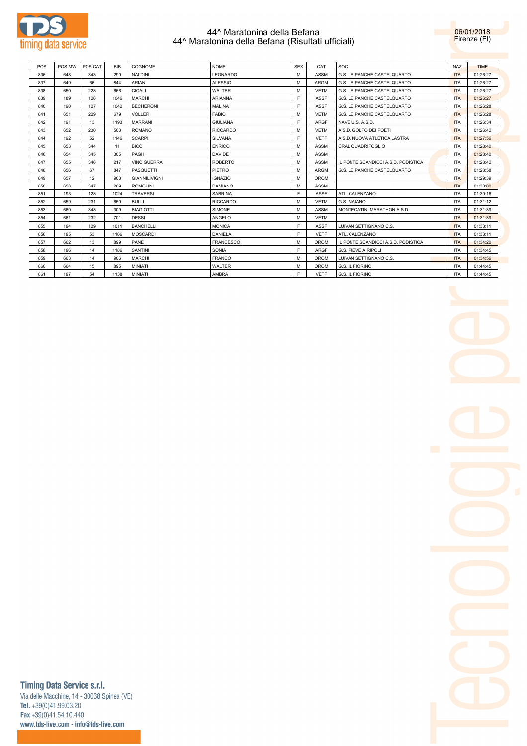# 44^ Maratonina della Befana
## 44^ Maratonina della Befana (Risultati ufficiali)

06/01/2018
Firenze (FI)

| POS | POS MW | POS CAT | BIB | COGNOME | NOME | SEX | CAT | SOC | NAZ | TIME |
|---|---|---|---|---|---|---|---|---|---|---|
| 836 | 648 | 343 | 290 | NALDINI | LEONARDO | M | ASSM | G.S. LE PANCHE CASTELQUARTO | ITA | 01:26:27 |
| 837 | 649 | 66 | 844 | ARIANI | ALESSIO | M | ARGM | G.S. LE PANCHE CASTELQUARTO | ITA | 01:26:27 |
| 838 | 650 | 228 | 666 | CICALI | WALTER | M | VETM | G.S. LE PANCHE CASTELQUARTO | ITA | 01:26:27 |
| 839 | 189 | 126 | 1046 | MARCHI | ARIANNA | F | ASSF | G.S. LE PANCHE CASTELQUARTO | ITA | 01:26:27 |
| 840 | 190 | 127 | 1042 | BECHERONI | MALINA | F | ASSF | G.S. LE PANCHE CASTELQUARTO | ITA | 01:26:28 |
| 841 | 651 | 229 | 679 | VOLLER | FABIO | M | VETM | G.S. LE PANCHE CASTELQUARTO | ITA | 01:26:28 |
| 842 | 191 | 13 | 1193 | MARRANI | GIULIANA | F | ARGF | NAVE U.S. A.S.D. | ITA | 01:26:34 |
| 843 | 652 | 230 | 503 | ROMANO | RICCARDO | M | VETM | A.S.D. GOLFO DEI POETI | ITA | 01:26:42 |
| 844 | 192 | 52 | 1146 | SCARPI | SILVANA | F | VETF | A.S.D. NUOVA ATLETICA LASTRA | ITA | 01:27:56 |
| 845 | 653 | 344 | 11 | BICCI | ENRICO | M | ASSM | CRAL QUADRIFOGLIO | ITA | 01:28:40 |
| 846 | 654 | 345 | 305 | PAGHI | DAVIDE | M | ASSM | | ITA | 01:28:40 |
| 847 | 655 | 346 | 217 | VINCIGUERRA | ROBERTO | M | ASSM | IL PONTE SCANDICCI A.S.D. PODISTICA | ITA | 01:28:42 |
| 848 | 656 | 67 | 847 | PASQUETTI | PIETRO | M | ARGM | G.S. LE PANCHE CASTELQUARTO | ITA | 01:28:58 |
| 849 | 657 | 12 | 908 | GIANNILIVIGNI | IGNAZIO | M | OROM | | ITA | 01:29:39 |
| 850 | 658 | 347 | 269 | ROMOLINI | DAMIANO | M | ASSM | | ITA | 01:30:00 |
| 851 | 193 | 128 | 1024 | TRAVERSI | SABRINA | F | ASSF | ATL. CALENZANO | ITA | 01:30:16 |
| 852 | 659 | 231 | 650 | BULLI | RICCARDO | M | VETM | G.S. MAIANO | ITA | 01:31:12 |
| 853 | 660 | 348 | 309 | BIAGIOTTI | SIMONE | M | ASSM | MONTECATINI MARATHON A.S.D. | ITA | 01:31:39 |
| 854 | 661 | 232 | 701 | DESSI | ANGELO | M | VETM | | ITA | 01:31:39 |
| 855 | 194 | 129 | 1011 | BANCHELLI | MONICA | F | ASSF | LUIVAN SETTIGNANO C.S. | ITA | 01:33:11 |
| 856 | 195 | 53 | 1166 | MOSCARDI | DANIELA | F | VETF | ATL. CALENZANO | ITA | 01:33:11 |
| 857 | 662 | 13 | 899 | PANE | FRANCESCO | M | OROM | IL PONTE SCANDICCI A.S.D. PODISTICA | ITA | 01:34:20 |
| 858 | 196 | 14 | 1186 | SANTINI | SONIA | F | ARGF | G.S. PIEVE A RIPOLI | ITA | 01:34:45 |
| 859 | 663 | 14 | 906 | MARCHI | FRANCO | M | OROM | LUIVAN SETTIGNANO C.S. | ITA | 01:34:56 |
| 860 | 664 | 15 | 895 | MINIATI | WALTER | M | OROM | G.S. IL FIORINO | ITA | 01:44:45 |
| 861 | 197 | 54 | 1138 | MINIATI | AMBRA | F | VETF | G.S. IL FIORINO | ITA | 01:44:45 |